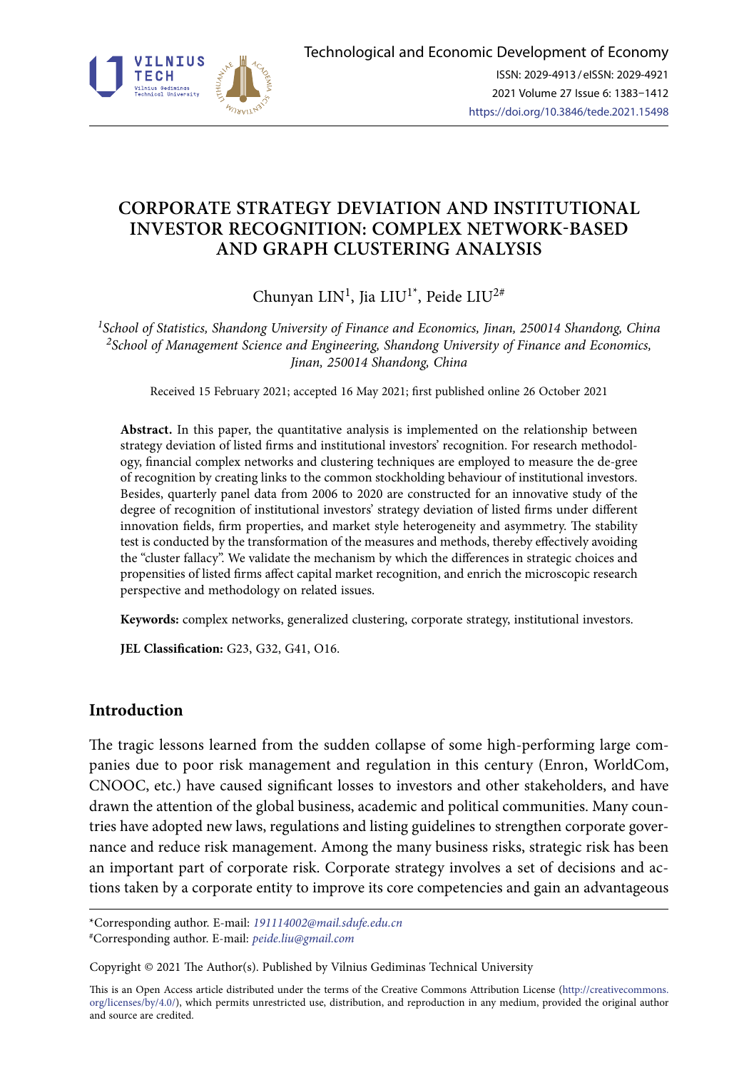# CORPORATE STRATEGY DEVIATION AND INSTITUTIONAL INVESTOR RECOGNITION: COMPLEX NETWORK-BASED AND GRAPH CLUSTERING ANALYSIS

Chunyan LIN[1], Jia LIU[1*], Peide LIU[2#]

*[1]School of Statistics, Shandong University of Finance and Economics, Jinan, 250014 Shandong, China*
*[2]School of Management Science and Engineering, Shandong University of Finance and Economics, Jinan, 250014 Shandong, China*

Received 15 February 2021; accepted 16 May 2021; first published online 26 October 2021

**Abstract.** In this paper, the quantitative analysis is implemented on the relationship between strategy deviation of listed firms and institutional investors' recognition. For research methodology, financial complex networks and clustering techniques are employed to measure the de-gree of recognition by creating links to the common stockholding behaviour of institutional investors. Besides, quarterly panel data from 2006 to 2020 are constructed for an innovative study of the degree of recognition of institutional investors' strategy deviation of listed firms under different innovation fields, firm properties, and market style heterogeneity and asymmetry. The stability test is conducted by the transformation of the measures and methods, thereby effectively avoiding the "cluster fallacy". We validate the mechanism by which the differences in strategic choices and propensities of listed firms affect capital market recognition, and enrich the microscopic research perspective and methodology on related issues.

**Keywords:** complex networks, generalized clustering, corporate strategy, institutional investors.

**JEL Classification:** G23, G32, G41, O16.

## Introduction

The tragic lessons learned from the sudden collapse of some high-performing large companies due to poor risk management and regulation in this century (Enron, WorldCom, CNOOC, etc.) have caused significant losses to investors and other stakeholders, and have drawn the attention of the global business, academic and political communities. Many countries have adopted new laws, regulations and listing guidelines to strengthen corporate governance and reduce risk management. Among the many business risks, strategic risk has been an important part of corporate risk. Corporate strategy involves a set of decisions and actions taken by a corporate entity to improve its core competencies and gain an advantageous

---

*Corresponding author. E-mail: *191114002@mail.sdufe.edu.cn*
#Corresponding author. E-mail: *peide.liu@gmail.com*

Copyright © 2021 The Author(s). Published by Vilnius Gediminas Technical University

This is an Open Access article distributed under the terms of the Creative Commons Attribution License (http://creativecommons.org/licenses/by/4.0/), which permits unrestricted use, distribution, and reproduction in any medium, provided the original author and source are credited.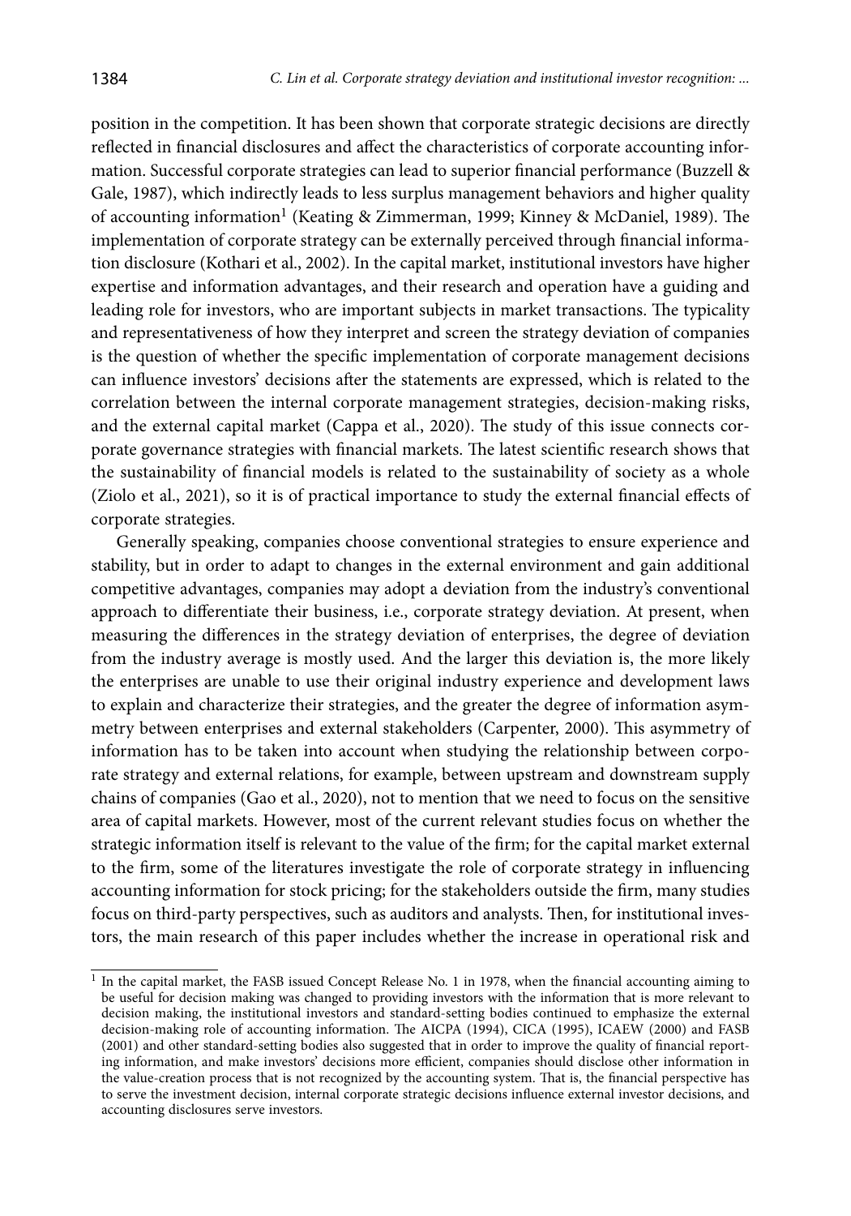position in the competition. It has been shown that corporate strategic decisions are directly reflected in financial disclosures and affect the characteristics of corporate accounting information. Successful corporate strategies can lead to superior financial performance (Buzzell & Gale, 1987), which indirectly leads to less surplus management behaviors and higher quality of accounting information[1] (Keating & Zimmerman, 1999; Kinney & McDaniel, 1989). The implementation of corporate strategy can be externally perceived through financial information disclosure (Kothari et al., 2002). In the capital market, institutional investors have higher expertise and information advantages, and their research and operation have a guiding and leading role for investors, who are important subjects in market transactions. The typicality and representativeness of how they interpret and screen the strategy deviation of companies is the question of whether the specific implementation of corporate management decisions can influence investors' decisions after the statements are expressed, which is related to the correlation between the internal corporate management strategies, decision-making risks, and the external capital market (Cappa et al., 2020). The study of this issue connects corporate governance strategies with financial markets. The latest scientific research shows that the sustainability of financial models is related to the sustainability of society as a whole (Ziolo et al., 2021), so it is of practical importance to study the external financial effects of corporate strategies.

Generally speaking, companies choose conventional strategies to ensure experience and stability, but in order to adapt to changes in the external environment and gain additional competitive advantages, companies may adopt a deviation from the industry's conventional approach to differentiate their business, i.e., corporate strategy deviation. At present, when measuring the differences in the strategy deviation of enterprises, the degree of deviation from the industry average is mostly used. And the larger this deviation is, the more likely the enterprises are unable to use their original industry experience and development laws to explain and characterize their strategies, and the greater the degree of information asymmetry between enterprises and external stakeholders (Carpenter, 2000). This asymmetry of information has to be taken into account when studying the relationship between corporate strategy and external relations, for example, between upstream and downstream supply chains of companies (Gao et al., 2020), not to mention that we need to focus on the sensitive area of capital markets. However, most of the current relevant studies focus on whether the strategic information itself is relevant to the value of the firm; for the capital market external to the firm, some of the literatures investigate the role of corporate strategy in influencing accounting information for stock pricing; for the stakeholders outside the firm, many studies focus on third-party perspectives, such as auditors and analysts. Then, for institutional investors, the main research of this paper includes whether the increase in operational risk and

[1] In the capital market, the FASB issued Concept Release No. 1 in 1978, when the financial accounting aiming to be useful for decision making was changed to providing investors with the information that is more relevant to decision making, the institutional investors and standard-setting bodies continued to emphasize the external decision-making role of accounting information. The AICPA (1994), CICA (1995), ICAEW (2000) and FASB (2001) and other standard-setting bodies also suggested that in order to improve the quality of financial reporting information, and make investors' decisions more efficient, companies should disclose other information in the value-creation process that is not recognized by the accounting system. That is, the financial perspective has to serve the investment decision, internal corporate strategic decisions influence external investor decisions, and accounting disclosures serve investors.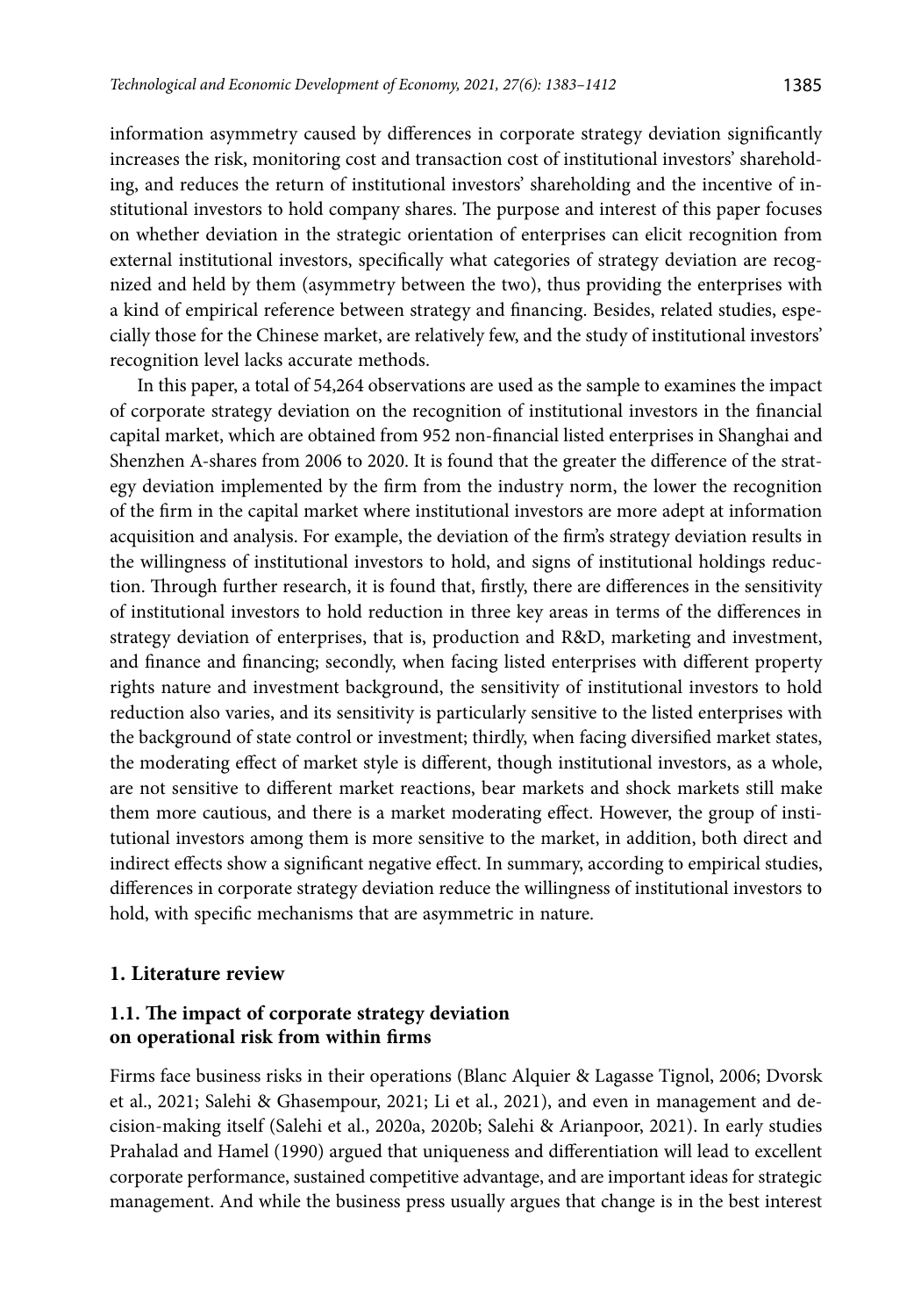information asymmetry caused by differences in corporate strategy deviation significantly increases the risk, monitoring cost and transaction cost of institutional investors' shareholding, and reduces the return of institutional investors' shareholding and the incentive of institutional investors to hold company shares. The purpose and interest of this paper focuses on whether deviation in the strategic orientation of enterprises can elicit recognition from external institutional investors, specifically what categories of strategy deviation are recognized and held by them (asymmetry between the two), thus providing the enterprises with a kind of empirical reference between strategy and financing. Besides, related studies, especially those for the Chinese market, are relatively few, and the study of institutional investors' recognition level lacks accurate methods.

In this paper, a total of 54,264 observations are used as the sample to examines the impact of corporate strategy deviation on the recognition of institutional investors in the financial capital market, which are obtained from 952 non-financial listed enterprises in Shanghai and Shenzhen A-shares from 2006 to 2020. It is found that the greater the difference of the strategy deviation implemented by the firm from the industry norm, the lower the recognition of the firm in the capital market where institutional investors are more adept at information acquisition and analysis. For example, the deviation of the firm's strategy deviation results in the willingness of institutional investors to hold, and signs of institutional holdings reduction. Through further research, it is found that, firstly, there are differences in the sensitivity of institutional investors to hold reduction in three key areas in terms of the differences in strategy deviation of enterprises, that is, production and R&D, marketing and investment, and finance and financing; secondly, when facing listed enterprises with different property rights nature and investment background, the sensitivity of institutional investors to hold reduction also varies, and its sensitivity is particularly sensitive to the listed enterprises with the background of state control or investment; thirdly, when facing diversified market states, the moderating effect of market style is different, though institutional investors, as a whole, are not sensitive to different market reactions, bear markets and shock markets still make them more cautious, and there is a market moderating effect. However, the group of institutional investors among them is more sensitive to the market, in addition, both direct and indirect effects show a significant negative effect. In summary, according to empirical studies, differences in corporate strategy deviation reduce the willingness of institutional investors to hold, with specific mechanisms that are asymmetric in nature.

## 1. Literature review

### 1.1. The impact of corporate strategy deviation on operational risk from within firms

Firms face business risks in their operations (Blanc Alquier & Lagasse Tignol, 2006; Dvorsk et al., 2021; Salehi & Ghasempour, 2021; Li et al., 2021), and even in management and decision-making itself (Salehi et al., 2020a, 2020b; Salehi & Arianpoor, 2021). In early studies Prahalad and Hamel (1990) argued that uniqueness and differentiation will lead to excellent corporate performance, sustained competitive advantage, and are important ideas for strategic management. And while the business press usually argues that change is in the best interest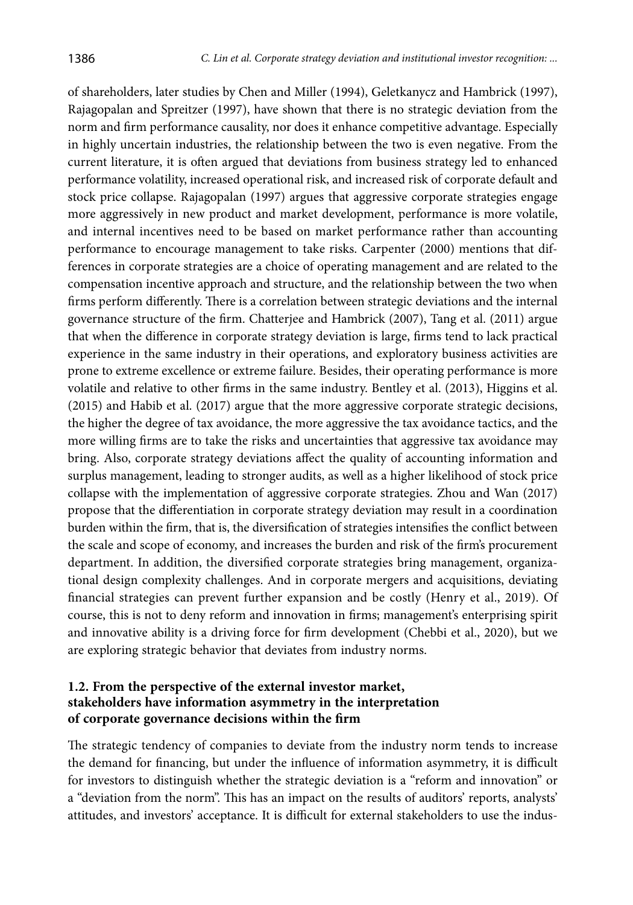of shareholders, later studies by Chen and Miller (1994), Geletkanycz and Hambrick (1997), Rajagopalan and Spreitzer (1997), have shown that there is no strategic deviation from the norm and firm performance causality, nor does it enhance competitive advantage. Especially in highly uncertain industries, the relationship between the two is even negative. From the current literature, it is often argued that deviations from business strategy led to enhanced performance volatility, increased operational risk, and increased risk of corporate default and stock price collapse. Rajagopalan (1997) argues that aggressive corporate strategies engage more aggressively in new product and market development, performance is more volatile, and internal incentives need to be based on market performance rather than accounting performance to encourage management to take risks. Carpenter (2000) mentions that differences in corporate strategies are a choice of operating management and are related to the compensation incentive approach and structure, and the relationship between the two when firms perform differently. There is a correlation between strategic deviations and the internal governance structure of the firm. Chatterjee and Hambrick (2007), Tang et al. (2011) argue that when the difference in corporate strategy deviation is large, firms tend to lack practical experience in the same industry in their operations, and exploratory business activities are prone to extreme excellence or extreme failure. Besides, their operating performance is more volatile and relative to other firms in the same industry. Bentley et al. (2013), Higgins et al. (2015) and Habib et al. (2017) argue that the more aggressive corporate strategic decisions, the higher the degree of tax avoidance, the more aggressive the tax avoidance tactics, and the more willing firms are to take the risks and uncertainties that aggressive tax avoidance may bring. Also, corporate strategy deviations affect the quality of accounting information and surplus management, leading to stronger audits, as well as a higher likelihood of stock price collapse with the implementation of aggressive corporate strategies. Zhou and Wan (2017) propose that the differentiation in corporate strategy deviation may result in a coordination burden within the firm, that is, the diversification of strategies intensifies the conflict between the scale and scope of economy, and increases the burden and risk of the firm's procurement department. In addition, the diversified corporate strategies bring management, organizational design complexity challenges. And in corporate mergers and acquisitions, deviating financial strategies can prevent further expansion and be costly (Henry et al., 2019). Of course, this is not to deny reform and innovation in firms; management's enterprising spirit and innovative ability is a driving force for firm development (Chebbi et al., 2020), but we are exploring strategic behavior that deviates from industry norms.

### 1.2. From the perspective of the external investor market, stakeholders have information asymmetry in the interpretation of corporate governance decisions within the firm

The strategic tendency of companies to deviate from the industry norm tends to increase the demand for financing, but under the influence of information asymmetry, it is difficult for investors to distinguish whether the strategic deviation is a "reform and innovation" or a "deviation from the norm". This has an impact on the results of auditors' reports, analysts' attitudes, and investors' acceptance. It is difficult for external stakeholders to use the indus-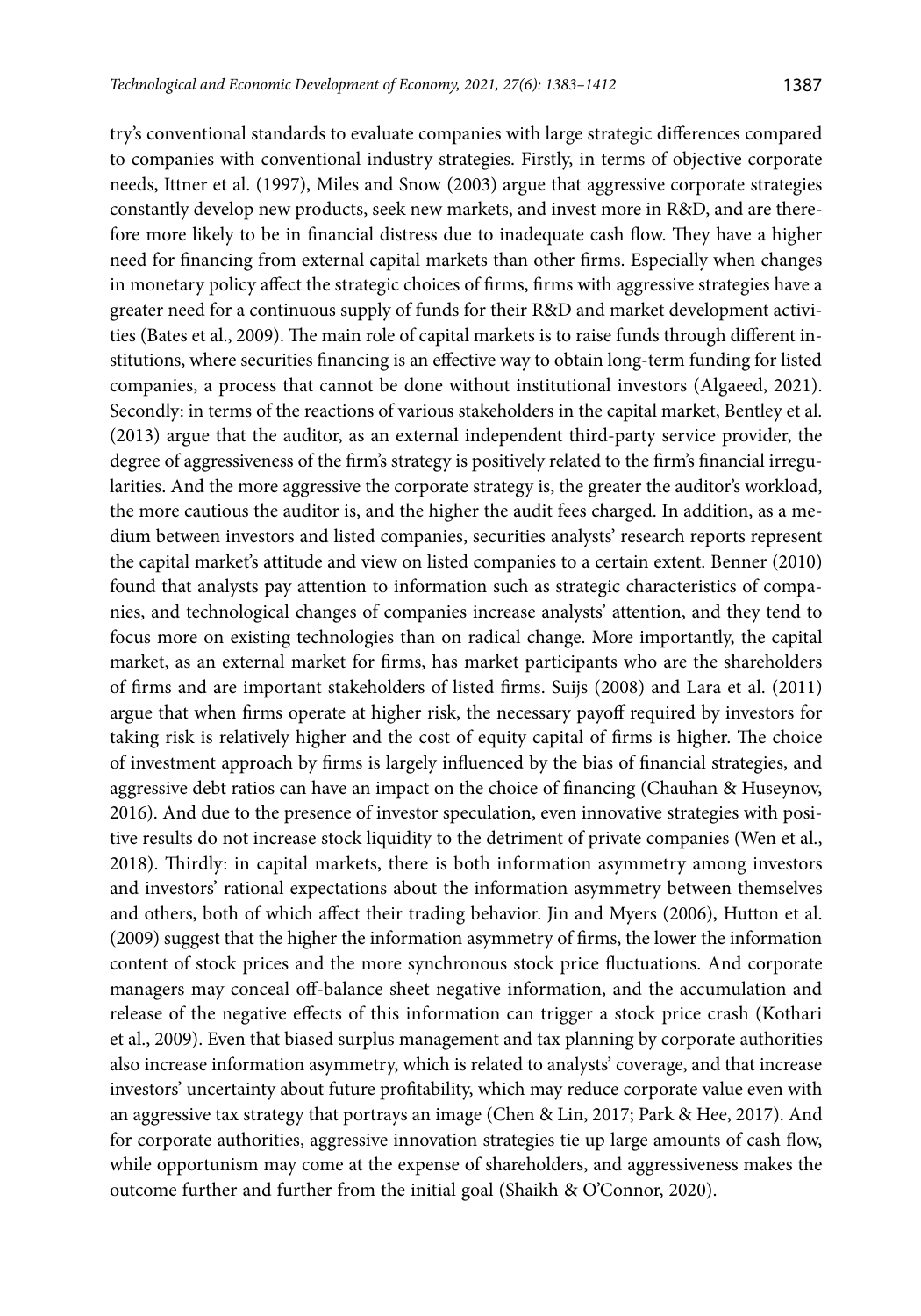try's conventional standards to evaluate companies with large strategic differences compared to companies with conventional industry strategies. Firstly, in terms of objective corporate needs, Ittner et al. (1997), Miles and Snow (2003) argue that aggressive corporate strategies constantly develop new products, seek new markets, and invest more in R&D, and are therefore more likely to be in financial distress due to inadequate cash flow. They have a higher need for financing from external capital markets than other firms. Especially when changes in monetary policy affect the strategic choices of firms, firms with aggressive strategies have a greater need for a continuous supply of funds for their R&D and market development activities (Bates et al., 2009). The main role of capital markets is to raise funds through different institutions, where securities financing is an effective way to obtain long-term funding for listed companies, a process that cannot be done without institutional investors (Algaeed, 2021). Secondly: in terms of the reactions of various stakeholders in the capital market, Bentley et al. (2013) argue that the auditor, as an external independent third-party service provider, the degree of aggressiveness of the firm's strategy is positively related to the firm's financial irregularities. And the more aggressive the corporate strategy is, the greater the auditor's workload, the more cautious the auditor is, and the higher the audit fees charged. In addition, as a medium between investors and listed companies, securities analysts' research reports represent the capital market's attitude and view on listed companies to a certain extent. Benner (2010) found that analysts pay attention to information such as strategic characteristics of companies, and technological changes of companies increase analysts' attention, and they tend to focus more on existing technologies than on radical change. More importantly, the capital market, as an external market for firms, has market participants who are the shareholders of firms and are important stakeholders of listed firms. Suijs (2008) and Lara et al. (2011) argue that when firms operate at higher risk, the necessary payoff required by investors for taking risk is relatively higher and the cost of equity capital of firms is higher. The choice of investment approach by firms is largely influenced by the bias of financial strategies, and aggressive debt ratios can have an impact on the choice of financing (Chauhan & Huseynov, 2016). And due to the presence of investor speculation, even innovative strategies with positive results do not increase stock liquidity to the detriment of private companies (Wen et al., 2018). Thirdly: in capital markets, there is both information asymmetry among investors and investors' rational expectations about the information asymmetry between themselves and others, both of which affect their trading behavior. Jin and Myers (2006), Hutton et al. (2009) suggest that the higher the information asymmetry of firms, the lower the information content of stock prices and the more synchronous stock price fluctuations. And corporate managers may conceal off-balance sheet negative information, and the accumulation and release of the negative effects of this information can trigger a stock price crash (Kothari et al., 2009). Even that biased surplus management and tax planning by corporate authorities also increase information asymmetry, which is related to analysts' coverage, and that increase investors' uncertainty about future profitability, which may reduce corporate value even with an aggressive tax strategy that portrays an image (Chen & Lin, 2017; Park & Hee, 2017). And for corporate authorities, aggressive innovation strategies tie up large amounts of cash flow, while opportunism may come at the expense of shareholders, and aggressiveness makes the outcome further and further from the initial goal (Shaikh & O'Connor, 2020).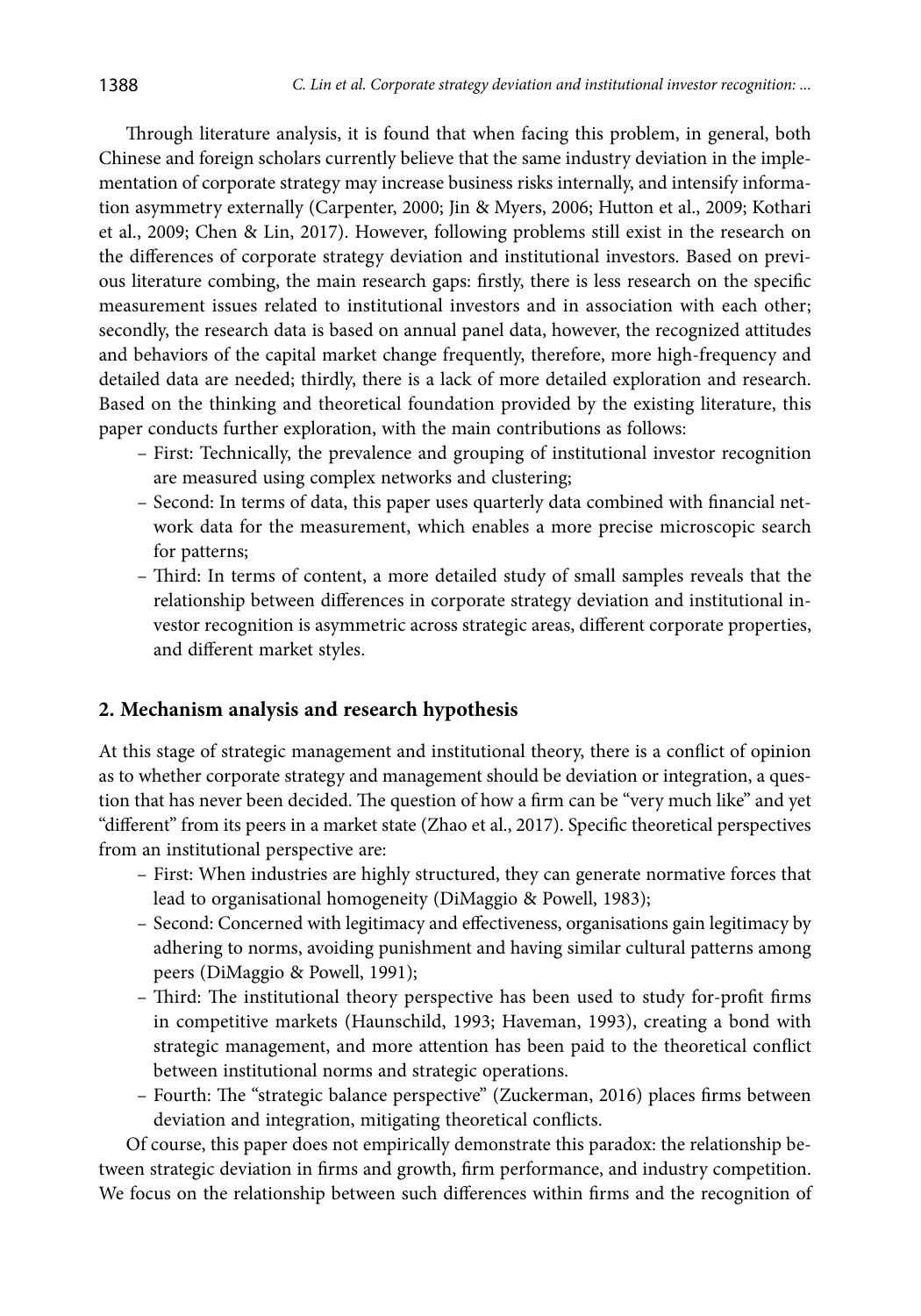Through literature analysis, it is found that when facing this problem, in general, both Chinese and foreign scholars currently believe that the same industry deviation in the implementation of corporate strategy may increase business risks internally, and intensify information asymmetry externally (Carpenter, 2000; Jin & Myers, 2006; Hutton et al., 2009; Kothari et al., 2009; Chen & Lin, 2017). However, following problems still exist in the research on the differences of corporate strategy deviation and institutional investors. Based on previous literature combing, the main research gaps: firstly, there is less research on the specific measurement issues related to institutional investors and in association with each other; secondly, the research data is based on annual panel data, however, the recognized attitudes and behaviors of the capital market change frequently, therefore, more high-frequency and detailed data are needed; thirdly, there is a lack of more detailed exploration and research. Based on the thinking and theoretical foundation provided by the existing literature, this paper conducts further exploration, with the main contributions as follows:

- First: Technically, the prevalence and grouping of institutional investor recognition are measured using complex networks and clustering;
- Second: In terms of data, this paper uses quarterly data combined with financial network data for the measurement, which enables a more precise microscopic search for patterns;
- Third: In terms of content, a more detailed study of small samples reveals that the relationship between differences in corporate strategy deviation and institutional investor recognition is asymmetric across strategic areas, different corporate properties, and different market styles.

## 2. Mechanism analysis and research hypothesis

At this stage of strategic management and institutional theory, there is a conflict of opinion as to whether corporate strategy and management should be deviation or integration, a question that has never been decided. The question of how a firm can be "very much like" and yet "different" from its peers in a market state (Zhao et al., 2017). Specific theoretical perspectives from an institutional perspective are:

- First: When industries are highly structured, they can generate normative forces that lead to organisational homogeneity (DiMaggio & Powell, 1983);
- Second: Concerned with legitimacy and effectiveness, organisations gain legitimacy by adhering to norms, avoiding punishment and having similar cultural patterns among peers (DiMaggio & Powell, 1991);
- Third: The institutional theory perspective has been used to study for-profit firms in competitive markets (Haunschild, 1993; Haveman, 1993), creating a bond with strategic management, and more attention has been paid to the theoretical conflict between institutional norms and strategic operations.
- Fourth: The "strategic balance perspective" (Zuckerman, 2016) places firms between deviation and integration, mitigating theoretical conflicts.

Of course, this paper does not empirically demonstrate this paradox: the relationship between strategic deviation in firms and growth, firm performance, and industry competition. We focus on the relationship between such differences within firms and the recognition of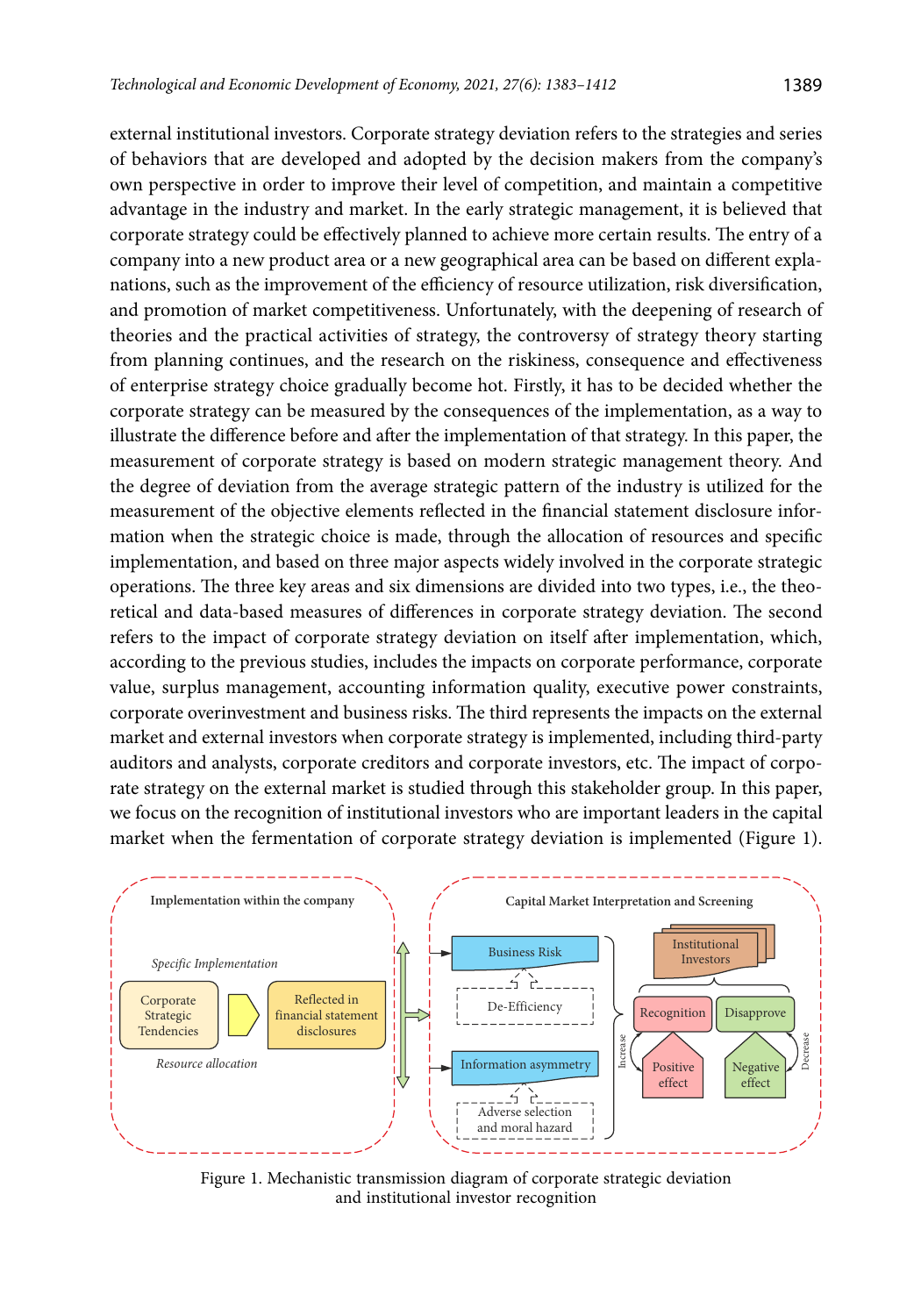external institutional investors. Corporate strategy deviation refers to the strategies and series of behaviors that are developed and adopted by the decision makers from the company's own perspective in order to improve their level of competition, and maintain a competitive advantage in the industry and market. In the early strategic management, it is believed that corporate strategy could be effectively planned to achieve more certain results. The entry of a company into a new product area or a new geographical area can be based on different explanations, such as the improvement of the efficiency of resource utilization, risk diversification, and promotion of market competitiveness. Unfortunately, with the deepening of research of theories and the practical activities of strategy, the controversy of strategy theory starting from planning continues, and the research on the riskiness, consequence and effectiveness of enterprise strategy choice gradually become hot. Firstly, it has to be decided whether the corporate strategy can be measured by the consequences of the implementation, as a way to illustrate the difference before and after the implementation of that strategy. In this paper, the measurement of corporate strategy is based on modern strategic management theory. And the degree of deviation from the average strategic pattern of the industry is utilized for the measurement of the objective elements reflected in the financial statement disclosure information when the strategic choice is made, through the allocation of resources and specific implementation, and based on three major aspects widely involved in the corporate strategic operations. The three key areas and six dimensions are divided into two types, i.e., the theoretical and data-based measures of differences in corporate strategy deviation. The second refers to the impact of corporate strategy deviation on itself after implementation, which, according to the previous studies, includes the impacts on corporate performance, corporate value, surplus management, accounting information quality, executive power constraints, corporate overinvestment and business risks. The third represents the impacts on the external market and external investors when corporate strategy is implemented, including third-party auditors and analysts, corporate creditors and corporate investors, etc. The impact of corporate strategy on the external market is studied through this stakeholder group. In this paper, we focus on the recognition of institutional investors who are important leaders in the capital market when the fermentation of corporate strategy deviation is implemented (Figure 1).

Figure 1. Mechanistic transmission diagram of corporate strategic deviation and institutional investor recognition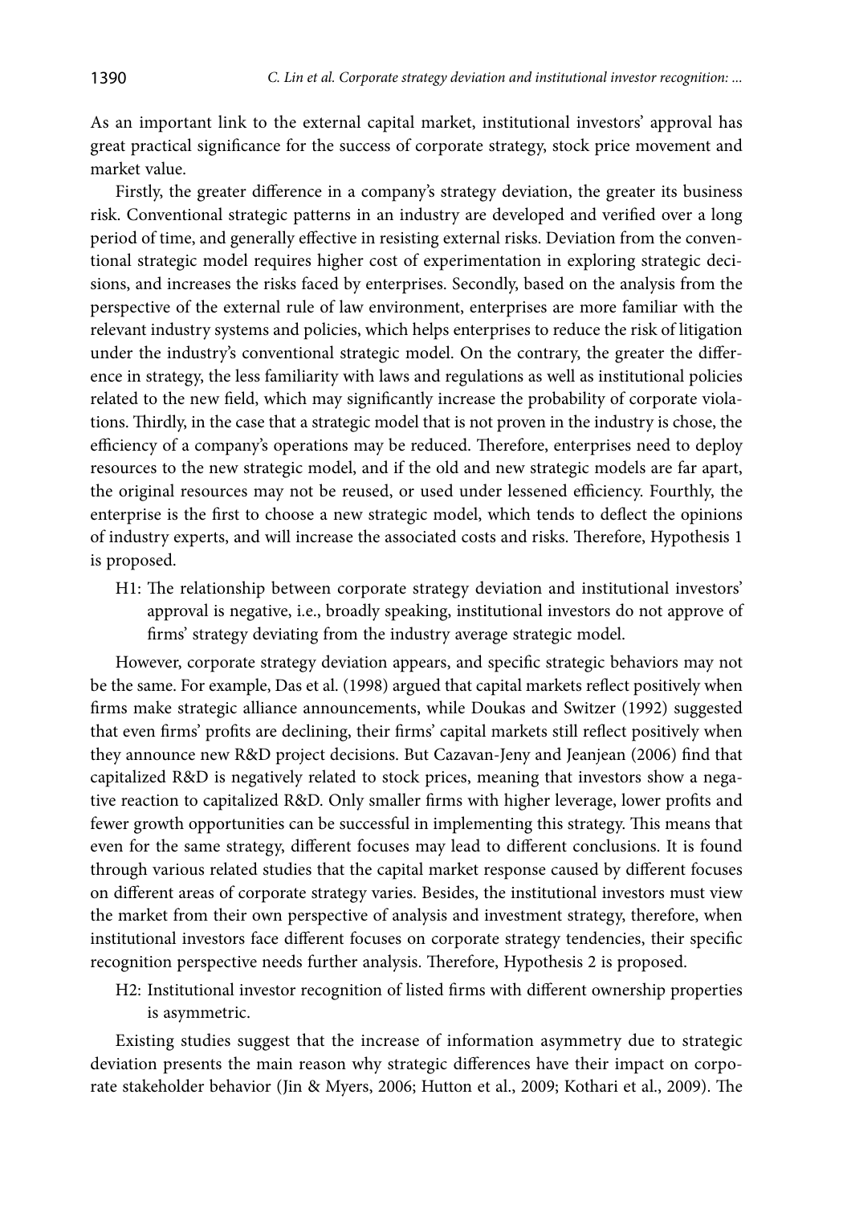As an important link to the external capital market, institutional investors' approval has great practical significance for the success of corporate strategy, stock price movement and market value.

Firstly, the greater difference in a company's strategy deviation, the greater its business risk. Conventional strategic patterns in an industry are developed and verified over a long period of time, and generally effective in resisting external risks. Deviation from the conventional strategic model requires higher cost of experimentation in exploring strategic decisions, and increases the risks faced by enterprises. Secondly, based on the analysis from the perspective of the external rule of law environment, enterprises are more familiar with the relevant industry systems and policies, which helps enterprises to reduce the risk of litigation under the industry's conventional strategic model. On the contrary, the greater the difference in strategy, the less familiarity with laws and regulations as well as institutional policies related to the new field, which may significantly increase the probability of corporate violations. Thirdly, in the case that a strategic model that is not proven in the industry is chose, the efficiency of a company's operations may be reduced. Therefore, enterprises need to deploy resources to the new strategic model, and if the old and new strategic models are far apart, the original resources may not be reused, or used under lessened efficiency. Fourthly, the enterprise is the first to choose a new strategic model, which tends to deflect the opinions of industry experts, and will increase the associated costs and risks. Therefore, Hypothesis 1 is proposed.

H1: The relationship between corporate strategy deviation and institutional investors' approval is negative, i.e., broadly speaking, institutional investors do not approve of firms' strategy deviating from the industry average strategic model.

However, corporate strategy deviation appears, and specific strategic behaviors may not be the same. For example, Das et al. (1998) argued that capital markets reflect positively when firms make strategic alliance announcements, while Doukas and Switzer (1992) suggested that even firms' profits are declining, their firms' capital markets still reflect positively when they announce new R&D project decisions. But Cazavan-Jeny and Jeanjean (2006) find that capitalized R&D is negatively related to stock prices, meaning that investors show a negative reaction to capitalized R&D. Only smaller firms with higher leverage, lower profits and fewer growth opportunities can be successful in implementing this strategy. This means that even for the same strategy, different focuses may lead to different conclusions. It is found through various related studies that the capital market response caused by different focuses on different areas of corporate strategy varies. Besides, the institutional investors must view the market from their own perspective of analysis and investment strategy, therefore, when institutional investors face different focuses on corporate strategy tendencies, their specific recognition perspective needs further analysis. Therefore, Hypothesis 2 is proposed.

H2: Institutional investor recognition of listed firms with different ownership properties is asymmetric.

Existing studies suggest that the increase of information asymmetry due to strategic deviation presents the main reason why strategic differences have their impact on corporate stakeholder behavior (Jin & Myers, 2006; Hutton et al., 2009; Kothari et al., 2009). The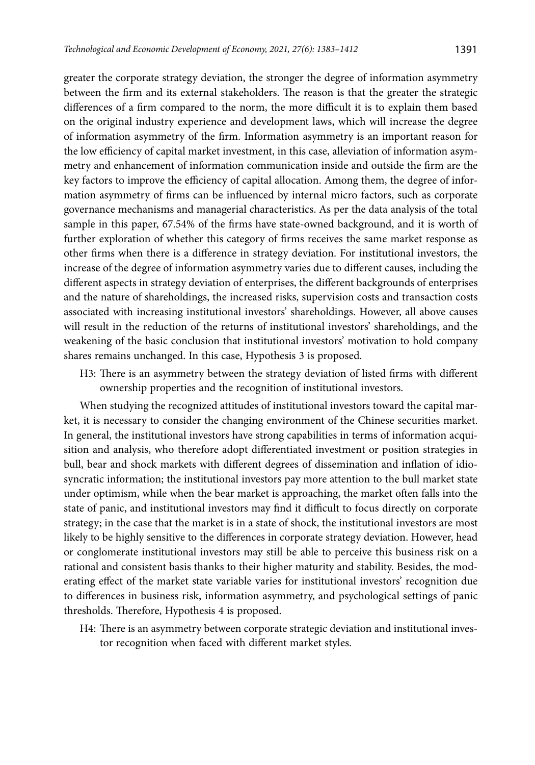greater the corporate strategy deviation, the stronger the degree of information asymmetry between the firm and its external stakeholders. The reason is that the greater the strategic differences of a firm compared to the norm, the more difficult it is to explain them based on the original industry experience and development laws, which will increase the degree of information asymmetry of the firm. Information asymmetry is an important reason for the low efficiency of capital market investment, in this case, alleviation of information asymmetry and enhancement of information communication inside and outside the firm are the key factors to improve the efficiency of capital allocation. Among them, the degree of information asymmetry of firms can be influenced by internal micro factors, such as corporate governance mechanisms and managerial characteristics. As per the data analysis of the total sample in this paper, 67.54% of the firms have state-owned background, and it is worth of further exploration of whether this category of firms receives the same market response as other firms when there is a difference in strategy deviation. For institutional investors, the increase of the degree of information asymmetry varies due to different causes, including the different aspects in strategy deviation of enterprises, the different backgrounds of enterprises and the nature of shareholdings, the increased risks, supervision costs and transaction costs associated with increasing institutional investors' shareholdings. However, all above causes will result in the reduction of the returns of institutional investors' shareholdings, and the weakening of the basic conclusion that institutional investors' motivation to hold company shares remains unchanged. In this case, Hypothesis 3 is proposed.

H3: There is an asymmetry between the strategy deviation of listed firms with different ownership properties and the recognition of institutional investors.

When studying the recognized attitudes of institutional investors toward the capital market, it is necessary to consider the changing environment of the Chinese securities market. In general, the institutional investors have strong capabilities in terms of information acquisition and analysis, who therefore adopt differentiated investment or position strategies in bull, bear and shock markets with different degrees of dissemination and inflation of idiosyncratic information; the institutional investors pay more attention to the bull market state under optimism, while when the bear market is approaching, the market often falls into the state of panic, and institutional investors may find it difficult to focus directly on corporate strategy; in the case that the market is in a state of shock, the institutional investors are most likely to be highly sensitive to the differences in corporate strategy deviation. However, head or conglomerate institutional investors may still be able to perceive this business risk on a rational and consistent basis thanks to their higher maturity and stability. Besides, the moderating effect of the market state variable varies for institutional investors' recognition due to differences in business risk, information asymmetry, and psychological settings of panic thresholds. Therefore, Hypothesis 4 is proposed.

H4: There is an asymmetry between corporate strategic deviation and institutional investor recognition when faced with different market styles.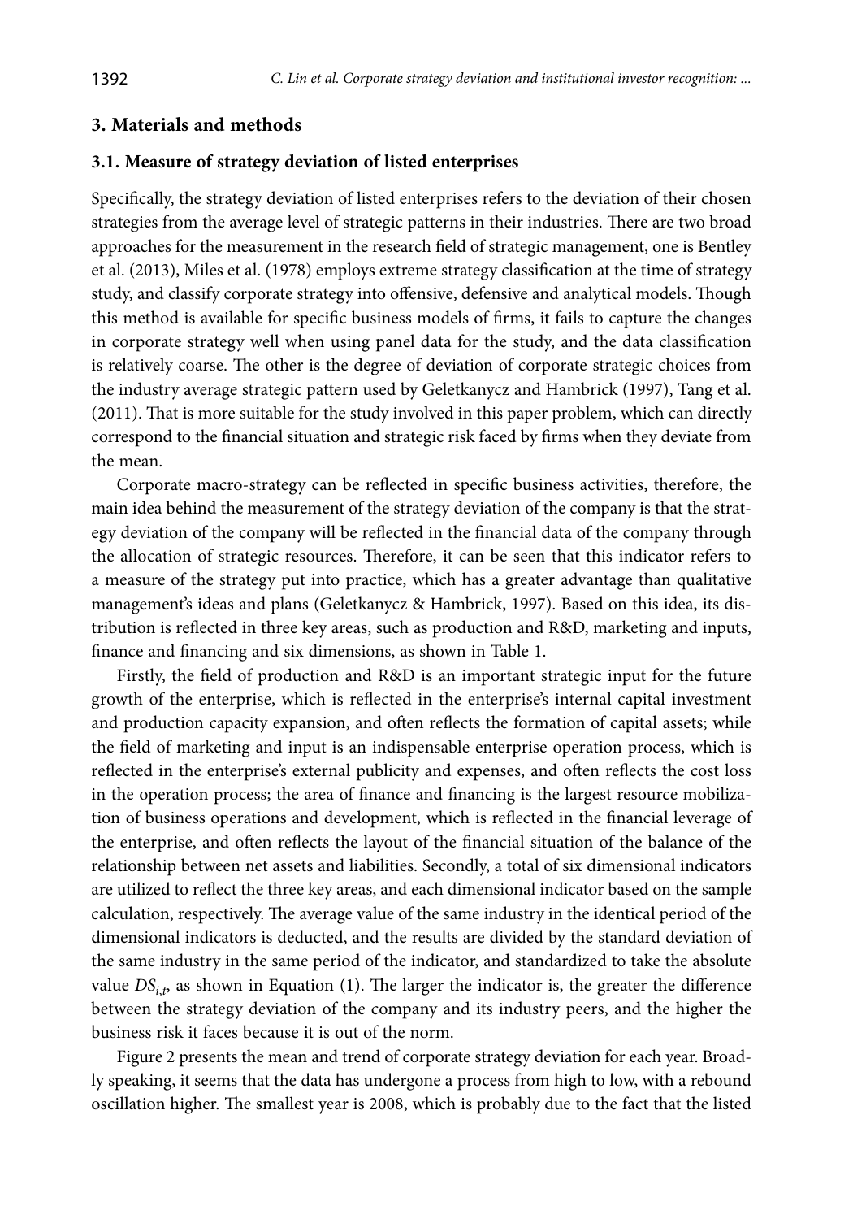## 3. Materials and methods

### 3.1. Measure of strategy deviation of listed enterprises

Specifically, the strategy deviation of listed enterprises refers to the deviation of their chosen strategies from the average level of strategic patterns in their industries. There are two broad approaches for the measurement in the research field of strategic management, one is Bentley et al. (2013), Miles et al. (1978) employs extreme strategy classification at the time of strategy study, and classify corporate strategy into offensive, defensive and analytical models. Though this method is available for specific business models of firms, it fails to capture the changes in corporate strategy well when using panel data for the study, and the data classification is relatively coarse. The other is the degree of deviation of corporate strategic choices from the industry average strategic pattern used by Geletkanycz and Hambrick (1997), Tang et al. (2011). That is more suitable for the study involved in this paper problem, which can directly correspond to the financial situation and strategic risk faced by firms when they deviate from the mean.

Corporate macro-strategy can be reflected in specific business activities, therefore, the main idea behind the measurement of the strategy deviation of the company is that the strategy deviation of the company will be reflected in the financial data of the company through the allocation of strategic resources. Therefore, it can be seen that this indicator refers to a measure of the strategy put into practice, which has a greater advantage than qualitative management's ideas and plans (Geletkanycz & Hambrick, 1997). Based on this idea, its distribution is reflected in three key areas, such as production and R&D, marketing and inputs, finance and financing and six dimensions, as shown in Table 1.

Firstly, the field of production and R&D is an important strategic input for the future growth of the enterprise, which is reflected in the enterprise's internal capital investment and production capacity expansion, and often reflects the formation of capital assets; while the field of marketing and input is an indispensable enterprise operation process, which is reflected in the enterprise's external publicity and expenses, and often reflects the cost loss in the operation process; the area of finance and financing is the largest resource mobilization of business operations and development, which is reflected in the financial leverage of the enterprise, and often reflects the layout of the financial situation of the balance of the relationship between net assets and liabilities. Secondly, a total of six dimensional indicators are utilized to reflect the three key areas, and each dimensional indicator based on the sample calculation, respectively. The average value of the same industry in the identical period of the dimensional indicators is deducted, and the results are divided by the standard deviation of the same industry in the same period of the indicator, and standardized to take the absolute value $DS_{i,t}$, as shown in Equation (1). The larger the indicator is, the greater the difference between the strategy deviation of the company and its industry peers, and the higher the business risk it faces because it is out of the norm.

Figure 2 presents the mean and trend of corporate strategy deviation for each year. Broadly speaking, it seems that the data has undergone a process from high to low, with a rebound oscillation higher. The smallest year is 2008, which is probably due to the fact that the listed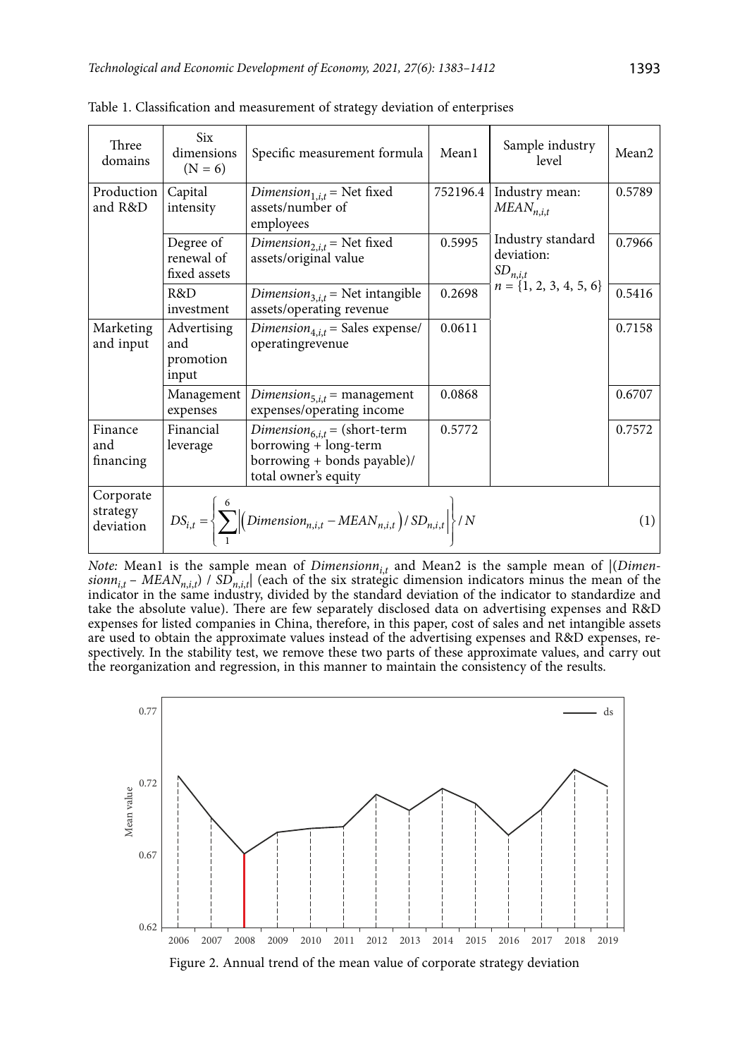Table 1. Classification and measurement of strategy deviation of enterprises

| Three domains | Six dimensions (N = 6) | Specific measurement formula | Mean1 | Sample industry level | Mean2 |
|---|---|---|---|---|---|
| Production and R&D | Capital intensity | $Dimension_{1,i,t}$ = Net fixed assets/number of employees | 752196.4 | Industry mean: $MEAN_{n,i,t}$ | 0.5789 |
| | Degree of renewal of fixed assets | $Dimension_{2,i,t}$ = Net fixed assets/original value | 0.5995 | Industry standard deviation: $SD_{n,i,t}$ $n = \{1, 2, 3, 4, 5, 6\}$ | 0.7966 |
| | R&D investment | $Dimension_{3,i,t}$ = Net intangible assets/operating revenue | 0.2698 | | 0.5416 |
| Marketing and input | Advertising and promotion input | $Dimension_{4,i,t}$ = Sales expense/ operatingrevenue | 0.0611 | | 0.7158 |
| | Management expenses | $Dimension_{5,i,t}$ = management expenses/operating income | 0.0868 | | 0.6707 |
| Finance and financing | Financial leverage | $Dimension_{6,i,t}$ = (short-term borrowing + long-term borrowing + bonds payable)/ total owner's equity | 0.5772 | | 0.7572 |
| Corporate strategy deviation | $DS_{i,t} = \left\{ \sum_{1}^{6} \left| \left( Dimension_{n,i,t} - MEAN_{n,i,t} \right) / SD_{n,i,t} \right| \right\} / N$ (1) | | | | |

*Note:* Mean1 is the sample mean of $Dimensionn_{i,t}$ and Mean2 is the sample mean of $|(Dimensionn_{i,t} - MEAN_{n,i,t}) / SD_{n,i,t}|$ (each of the six strategic dimension indicators minus the mean of the indicator in the same industry, divided by the standard deviation of the indicator to standardize and take the absolute value). There are few separately disclosed data on advertising expenses and R&D expenses for listed companies in China, therefore, in this paper, cost of sales and net intangible assets are used to obtain the approximate values instead of the advertising expenses and R&D expenses, respectively. In the stability test, we remove these two parts of these approximate values, and carry out the reorganization and regression, in this manner to maintain the consistency of the results.

Figure 2. Annual trend of the mean value of corporate strategy deviation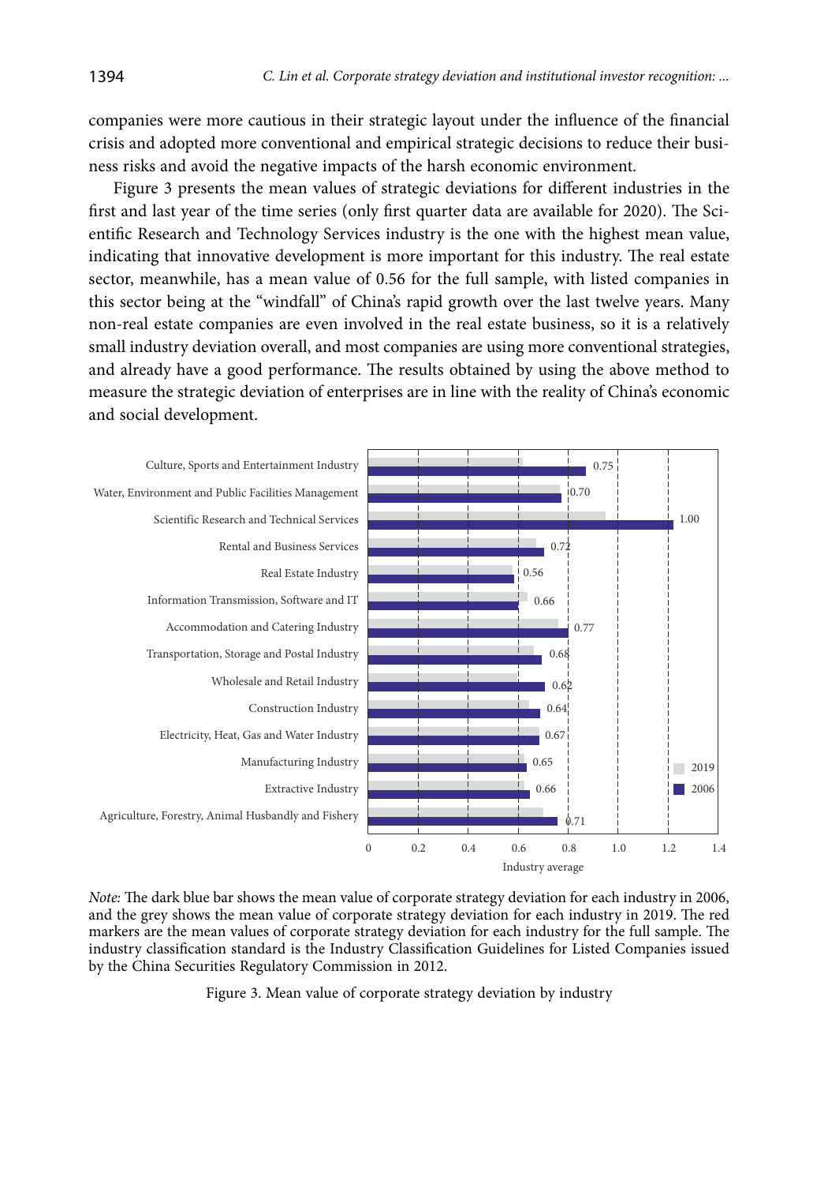companies were more cautious in their strategic layout under the influence of the financial crisis and adopted more conventional and empirical strategic decisions to reduce their business risks and avoid the negative impacts of the harsh economic environment.

Figure 3 presents the mean values of strategic deviations for different industries in the first and last year of the time series (only first quarter data are available for 2020). The Scientific Research and Technology Services industry is the one with the highest mean value, indicating that innovative development is more important for this industry. The real estate sector, meanwhile, has a mean value of 0.56 for the full sample, with listed companies in this sector being at the "windfall" of China's rapid growth over the last twelve years. Many non-real estate companies are even involved in the real estate business, so it is a relatively small industry deviation overall, and most companies are using more conventional strategies, and already have a good performance. The results obtained by using the above method to measure the strategic deviation of enterprises are in line with the reality of China's economic and social development.

*Note:* The dark blue bar shows the mean value of corporate strategy deviation for each industry in 2006, and the grey shows the mean value of corporate strategy deviation for each industry in 2019. The red markers are the mean values of corporate strategy deviation for each industry for the full sample. The industry classification standard is the Industry Classification Guidelines for Listed Companies issued by the China Securities Regulatory Commission in 2012.

Figure 3. Mean value of corporate strategy deviation by industry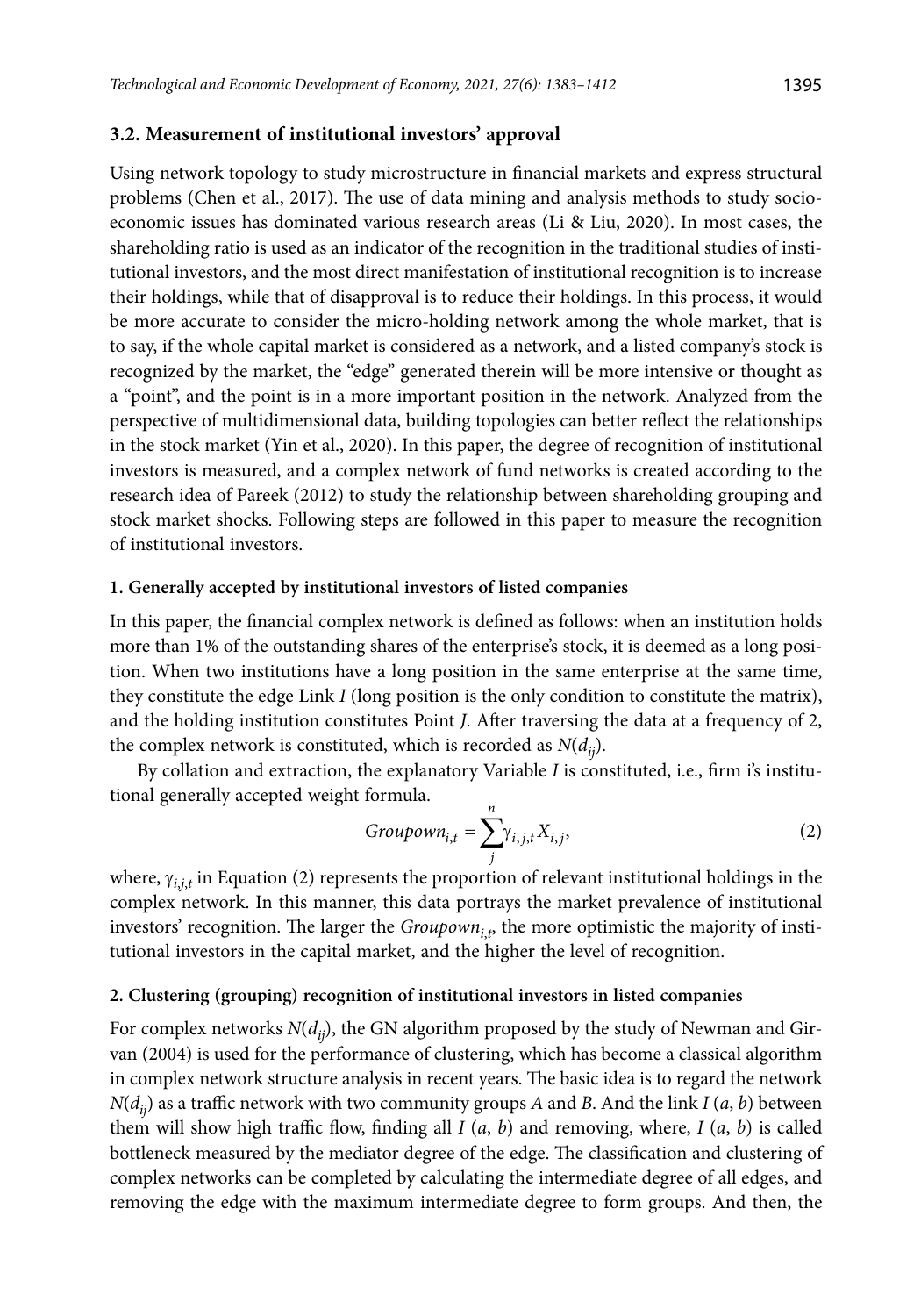### 3.2. Measurement of institutional investors' approval

Using network topology to study microstructure in financial markets and express structural problems (Chen et al., 2017). The use of data mining and analysis methods to study socio-economic issues has dominated various research areas (Li & Liu, 2020). In most cases, the shareholding ratio is used as an indicator of the recognition in the traditional studies of institutional investors, and the most direct manifestation of institutional recognition is to increase their holdings, while that of disapproval is to reduce their holdings. In this process, it would be more accurate to consider the micro-holding network among the whole market, that is to say, if the whole capital market is considered as a network, and a listed company's stock is recognized by the market, the "edge" generated therein will be more intensive or thought as a "point", and the point is in a more important position in the network. Analyzed from the perspective of multidimensional data, building topologies can better reflect the relationships in the stock market (Yin et al., 2020). In this paper, the degree of recognition of institutional investors is measured, and a complex network of fund networks is created according to the research idea of Pareek (2012) to study the relationship between shareholding grouping and stock market shocks. Following steps are followed in this paper to measure the recognition of institutional investors.

**1. Generally accepted by institutional investors of listed companies**

In this paper, the financial complex network is defined as follows: when an institution holds more than 1% of the outstanding shares of the enterprise's stock, it is deemed as a long position. When two institutions have a long position in the same enterprise at the same time, they constitute the edge Link *I* (long position is the only condition to constitute the matrix), and the holding institution constitutes Point *J*. After traversing the data at a frequency of 2, the complex network is constituted, which is recorded as $N(d_{ij})$.

By collation and extraction, the explanatory Variable *I* is constituted, i.e., firm i's institutional generally accepted weight formula.

$$Groupown_{i,t} = \sum_{j}^{n} \gamma_{i,j,t} X_{i,j}, \tag{2}$$

where, $\gamma_{i,j,t}$ in Equation (2) represents the proportion of relevant institutional holdings in the complex network. In this manner, this data portrays the market prevalence of institutional investors' recognition. The larger the $Groupown_{i,t}$, the more optimistic the majority of institutional investors in the capital market, and the higher the level of recognition.

**2. Clustering (grouping) recognition of institutional investors in listed companies**

For complex networks $N(d_{ij})$, the GN algorithm proposed by the study of Newman and Girvan (2004) is used for the performance of clustering, which has become a classical algorithm in complex network structure analysis in recent years. The basic idea is to regard the network $N(d_{ij})$ as a traffic network with two community groups *A* and *B*. And the link $I(a, b)$ between them will show high traffic flow, finding all $I(a, b)$ and removing, where, $I(a, b)$ is called bottleneck measured by the mediator degree of the edge. The classification and clustering of complex networks can be completed by calculating the intermediate degree of all edges, and removing the edge with the maximum intermediate degree to form groups. And then, the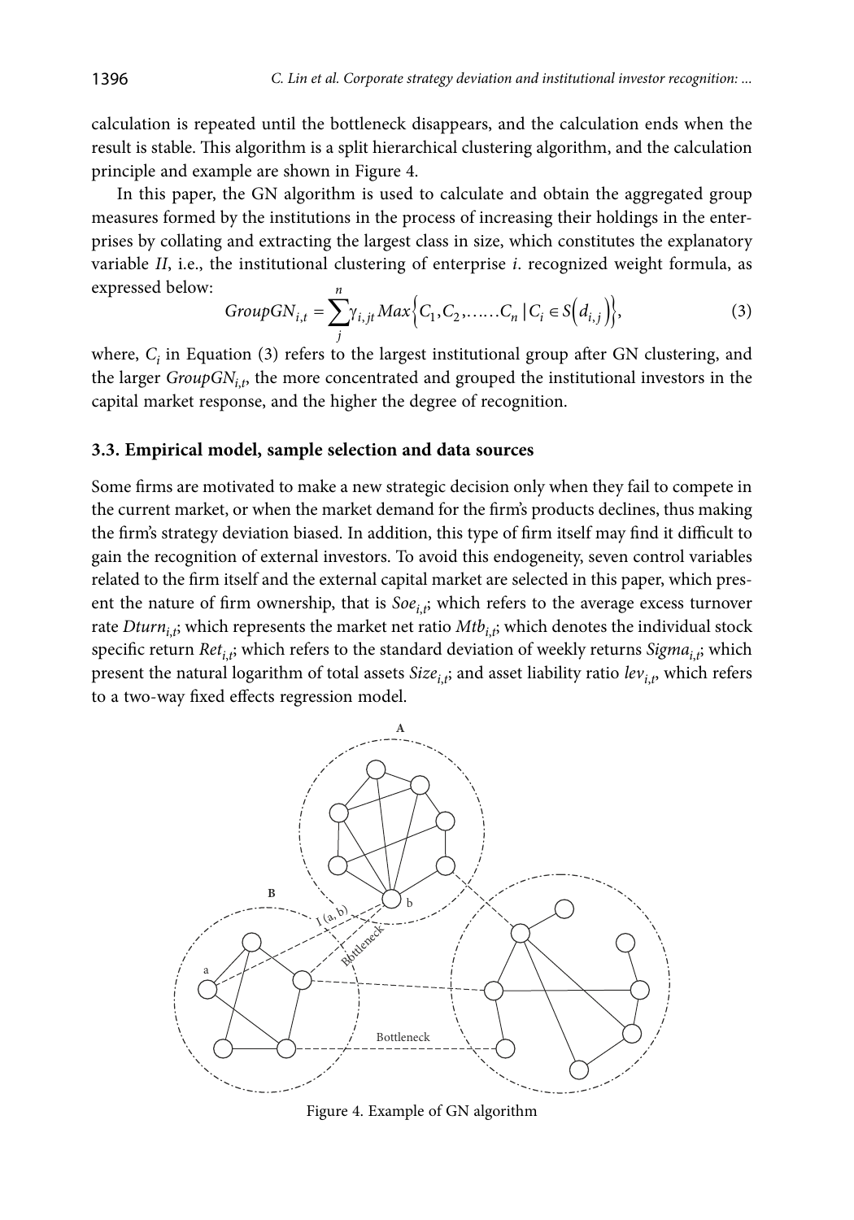calculation is repeated until the bottleneck disappears, and the calculation ends when the result is stable. This algorithm is a split hierarchical clustering algorithm, and the calculation principle and example are shown in Figure 4.

In this paper, the GN algorithm is used to calculate and obtain the aggregated group measures formed by the institutions in the process of increasing their holdings in the enterprises by collating and extracting the largest class in size, which constitutes the explanatory variable *II*, i.e., the institutional clustering of enterprise *i*. recognized weight formula, as expressed below:

$$GroupGN_{i,t} = \sum_{j}^{n} \gamma_{i,jt} Max\left\{C_1, C_2, \ldots\ldots C_n \mid C_i \in S\left(d_{i,j}\right)\right\}, \tag{3}$$

where, $C_i$ in Equation (3) refers to the largest institutional group after GN clustering, and the larger $GroupGN_{i,t}$, the more concentrated and grouped the institutional investors in the capital market response, and the higher the degree of recognition.

### 3.3. Empirical model, sample selection and data sources

Some firms are motivated to make a new strategic decision only when they fail to compete in the current market, or when the market demand for the firm's products declines, thus making the firm's strategy deviation biased. In addition, this type of firm itself may find it difficult to gain the recognition of external investors. To avoid this endogeneity, seven control variables related to the firm itself and the external capital market are selected in this paper, which present the nature of firm ownership, that is $Soe_{i,t}$; which refers to the average excess turnover rate $Dturn_{i,t}$; which represents the market net ratio $Mtb_{i,t}$; which denotes the individual stock specific return $Ret_{i,t}$; which refers to the standard deviation of weekly returns $Sigma_{i,t}$; which present the natural logarithm of total assets $Size_{i,t}$; and asset liability ratio $lev_{i,t}$, which refers to a two-way fixed effects regression model.

Figure 4. Example of GN algorithm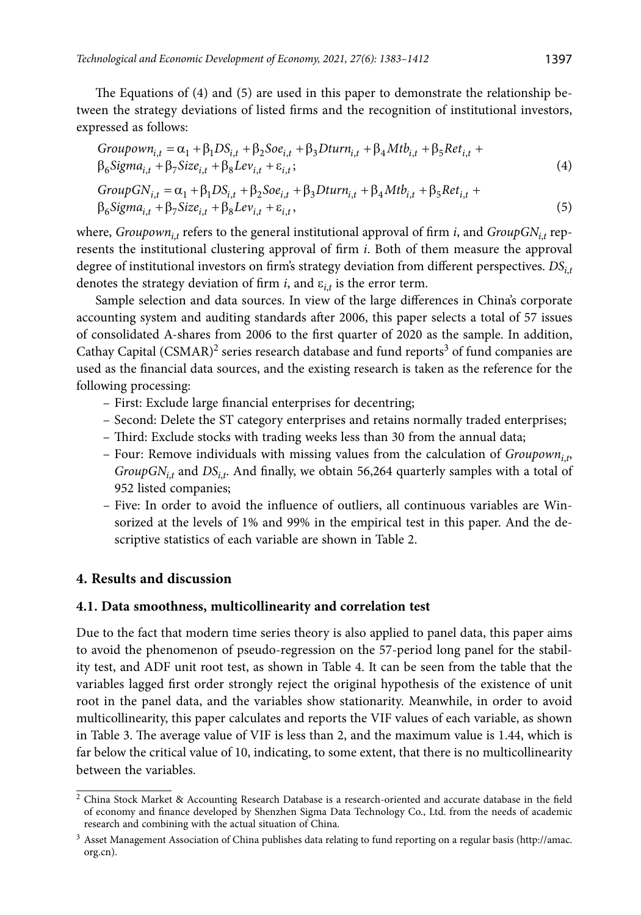The Equations of (4) and (5) are used in this paper to demonstrate the relationship between the strategy deviations of listed firms and the recognition of institutional investors, expressed as follows:

$$Groupown_{i,t} = \alpha_1 + \beta_1 DS_{i,t} + \beta_2 Soe_{i,t} + \beta_3 Dturn_{i,t} + \beta_4 Mtb_{i,t} + \beta_5 Ret_{i,t} + \beta_6 Sigma_{i,t} + \beta_7 Size_{i,t} + \beta_8 Lev_{i,t} + \varepsilon_{i,t}; \tag{4}$$

$$GroupGN_{i,t} = \alpha_1 + \beta_1 DS_{i,t} + \beta_2 Soe_{i,t} + \beta_3 Dturn_{i,t} + \beta_4 Mtb_{i,t} + \beta_5 Ret_{i,t} + \beta_6 Sigma_{i,t} + \beta_7 Size_{i,t} + \beta_8 Lev_{i,t} + \varepsilon_{i,t}, \tag{5}$$

where, $Groupown_{i,t}$ refers to the general institutional approval of firm $i$, and $GroupGN_{i,t}$ represents the institutional clustering approval of firm $i$. Both of them measure the approval degree of institutional investors on firm's strategy deviation from different perspectives. $DS_{i,t}$ denotes the strategy deviation of firm $i$, and $\varepsilon_{i,t}$ is the error term.

Sample selection and data sources. In view of the large differences in China's corporate accounting system and auditing standards after 2006, this paper selects a total of 57 issues of consolidated A-shares from 2006 to the first quarter of 2020 as the sample. In addition, Cathay Capital (CSMAR)[2] series research database and fund reports[3] of fund companies are used as the financial data sources, and the existing research is taken as the reference for the following processing:

- First: Exclude large financial enterprises for decentring;
- Second: Delete the ST category enterprises and retains normally traded enterprises;
- Third: Exclude stocks with trading weeks less than 30 from the annual data;
- Four: Remove individuals with missing values from the calculation of $Groupown_{i,t}$, $GroupGN_{i,t}$ and $DS_{i,t}$. And finally, we obtain 56,264 quarterly samples with a total of 952 listed companies;
- Five: In order to avoid the influence of outliers, all continuous variables are Winsorized at the levels of 1% and 99% in the empirical test in this paper. And the descriptive statistics of each variable are shown in Table 2.

## 4. Results and discussion

### 4.1. Data smoothness, multicollinearity and correlation test

Due to the fact that modern time series theory is also applied to panel data, this paper aims to avoid the phenomenon of pseudo-regression on the 57-period long panel for the stability test, and ADF unit root test, as shown in Table 4. It can be seen from the table that the variables lagged first order strongly reject the original hypothesis of the existence of unit root in the panel data, and the variables show stationarity. Meanwhile, in order to avoid multicollinearity, this paper calculates and reports the VIF values of each variable, as shown in Table 3. The average value of VIF is less than 2, and the maximum value is 1.44, which is far below the critical value of 10, indicating, to some extent, that there is no multicollinearity between the variables.

---

[2] China Stock Market & Accounting Research Database is a research-oriented and accurate database in the field of economy and finance developed by Shenzhen Sigma Data Technology Co., Ltd. from the needs of academic research and combining with the actual situation of China.

[3] Asset Management Association of China publishes data relating to fund reporting on a regular basis (http://amac.org.cn).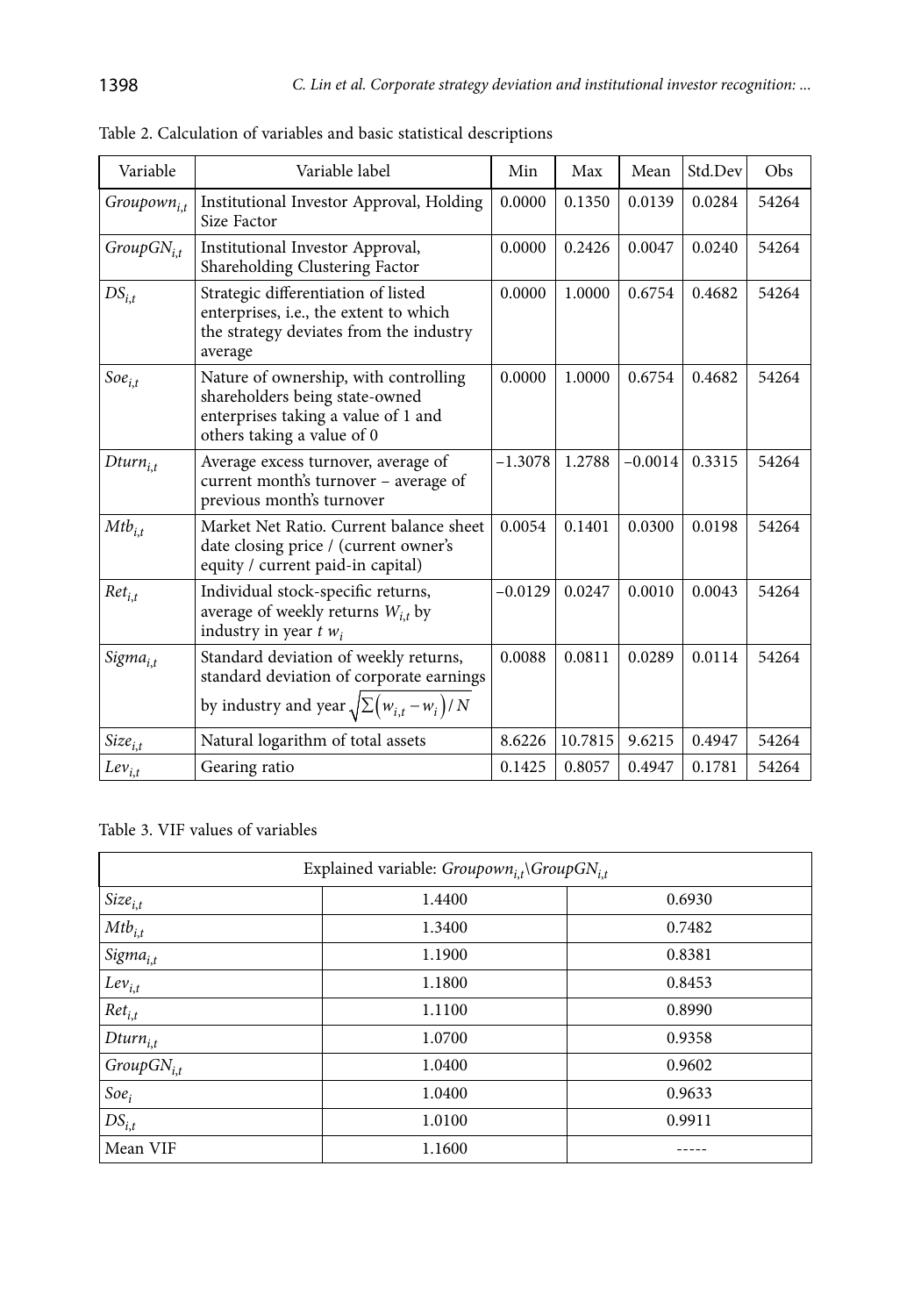Table 2. Calculation of variables and basic statistical descriptions

| Variable | Variable label | Min | Max | Mean | Std.Dev | Obs |
|---|---|---|---|---|---|---|
| $Groupown_{i,t}$ | Institutional Investor Approval, Holding Size Factor | 0.0000 | 0.1350 | 0.0139 | 0.0284 | 54264 |
| $GroupGN_{i,t}$ | Institutional Investor Approval, Shareholding Clustering Factor | 0.0000 | 0.2426 | 0.0047 | 0.0240 | 54264 |
| $DS_{i,t}$ | Strategic differentiation of listed enterprises, i.e., the extent to which the strategy deviates from the industry average | 0.0000 | 1.0000 | 0.6754 | 0.4682 | 54264 |
| $Soe_{i,t}$ | Nature of ownership, with controlling shareholders being state-owned enterprises taking a value of 1 and others taking a value of 0 | 0.0000 | 1.0000 | 0.6754 | 0.4682 | 54264 |
| $Dturn_{i,t}$ | Average excess turnover, average of current month's turnover – average of previous month's turnover | −1.3078 | 1.2788 | −0.0014 | 0.3315 | 54264 |
| $Mtb_{i,t}$ | Market Net Ratio. Current balance sheet date closing price / (current owner's equity / current paid-in capital) | 0.0054 | 0.1401 | 0.0300 | 0.0198 | 54264 |
| $Ret_{i,t}$ | Individual stock-specific returns, average of weekly returns $W_{i,t}$ by industry in year $t$ $w_i$ | −0.0129 | 0.0247 | 0.0010 | 0.0043 | 54264 |
| $Sigma_{i,t}$ | Standard deviation of weekly returns, standard deviation of corporate earnings by industry and year $\sqrt{\sum\left(w_{i,t}-w_i\right)/N}$ | 0.0088 | 0.0811 | 0.0289 | 0.0114 | 54264 |
| $Size_{i,t}$ | Natural logarithm of total assets | 8.6226 | 10.7815 | 9.6215 | 0.4947 | 54264 |
| $Lev_{i,t}$ | Gearing ratio | 0.1425 | 0.8057 | 0.4947 | 0.1781 | 54264 |

Table 3. VIF values of variables

| Explained variable: $Groupown_{i,t}\backslash GroupGN_{i,t}$ | | |
|---|---|---|
| $Size_{i,t}$ | 1.4400 | 0.6930 |
| $Mtb_{i,t}$ | 1.3400 | 0.7482 |
| $Sigma_{i,t}$ | 1.1900 | 0.8381 |
| $Lev_{i,t}$ | 1.1800 | 0.8453 |
| $Ret_{i,t}$ | 1.1100 | 0.8990 |
| $Dturn_{i,t}$ | 1.0700 | 0.9358 |
| $GroupGN_{i,t}$ | 1.0400 | 0.9602 |
| $Soe_i$ | 1.0400 | 0.9633 |
| $DS_{i,t}$ | 1.0100 | 0.9911 |
| Mean VIF | 1.1600 | ----- |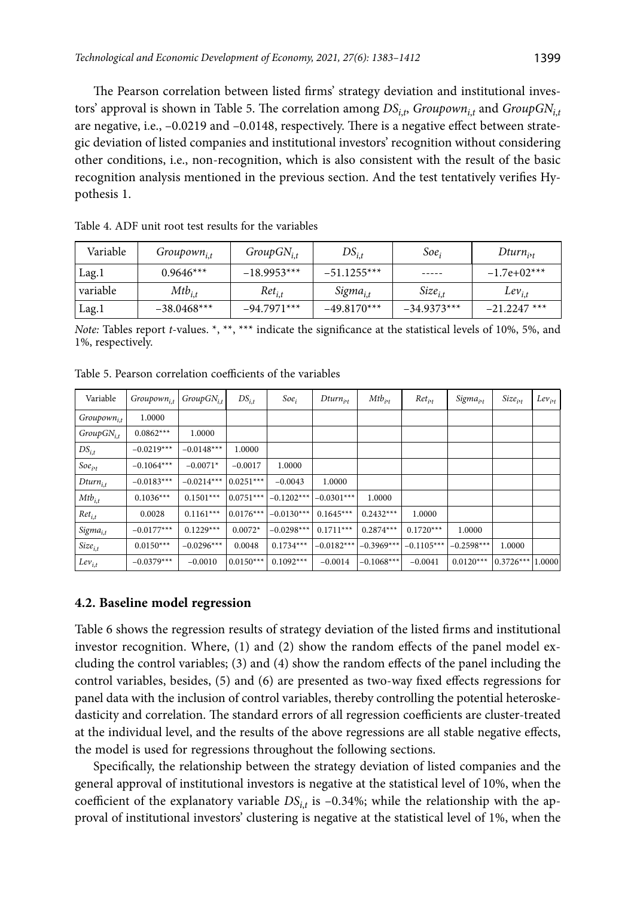The Pearson correlation between listed firms' strategy deviation and institutional investors' approval is shown in Table 5. The correlation among $DS_{i,t}$, $Groupown_{i,t}$ and $GroupGN_{i,t}$ are negative, i.e., –0.0219 and –0.0148, respectively. There is a negative effect between strategic deviation of listed companies and institutional investors' recognition without considering other conditions, i.e., non-recognition, which is also consistent with the result of the basic recognition analysis mentioned in the previous section. And the test tentatively verifies Hypothesis 1.

Table 4. ADF unit root test results for the variables

| Variable | $Groupown_{i,t}$ | $GroupGN_{i,t}$ | $DS_{i,t}$ | $Soe_i$ | $Dturn_{i,t}$ |
|---|---|---|---|---|---|
| Lag.1 | 0.9646*** | –18.9953*** | –51.1255*** | ----- | –1.7e+02*** |
| variable | $Mtb_{i,t}$ | $Ret_{i,t}$ | $Sigma_{i,t}$ | $Size_{i,t}$ | $Lev_{i,t}$ |
| Lag.1 | –38.0468*** | –94.7971*** | –49.8170*** | –34.9373*** | –21.2247 *** |

*Note:* Tables report *t*-values. *, **, *** indicate the significance at the statistical levels of 10%, 5%, and 1%, respectively.

Table 5. Pearson correlation coefficients of the variables

| Variable | $Groupown_{i,t}$ | $GroupGN_{i,t}$ | $DS_{i,t}$ | $Soe_i$ | $Dturn_{i,t}$ | $Mtb_{i,t}$ | $Ret_{i,t}$ | $Sigma_{i,t}$ | $Size_{i,t}$ | $Lev_{i,t}$ |
|---|---|---|---|---|---|---|---|---|---|---|
| $Groupown_{i,t}$ | 1.0000 | | | | | | | | | |
| $GroupGN_{i,t}$ | 0.0862*** | 1.0000 | | | | | | | | |
| $DS_{i,t}$ | –0.0219*** | –0.0148*** | 1.0000 | | | | | | | |
| $Soe_{i,t}$ | –0.1064*** | –0.0071* | –0.0017 | 1.0000 | | | | | | |
| $Dturn_{i,t}$ | –0.0183*** | –0.0214*** | 0.0251*** | –0.0043 | 1.0000 | | | | | |
| $Mtb_{i,t}$ | 0.1036*** | 0.1501*** | 0.0751*** | –0.1202*** | –0.0301*** | 1.0000 | | | | |
| $Ret_{i,t}$ | 0.0028 | 0.1161*** | 0.0176*** | –0.0130*** | 0.1645*** | 0.2432*** | 1.0000 | | | |
| $Sigma_{i,t}$ | –0.0177*** | 0.1229*** | 0.0072* | –0.0298*** | 0.1711*** | 0.2874*** | 0.1720*** | 1.0000 | | |
| $Size_{i,t}$ | 0.0150*** | –0.0296*** | 0.0048 | 0.1734*** | –0.0182*** | –0.3969*** | –0.1105*** | –0.2598*** | 1.0000 | |
| $Lev_{i,t}$ | –0.0379*** | –0.0010 | 0.0150*** | 0.1092*** | –0.0014 | –0.1068*** | –0.0041 | 0.0120*** | 0.3726*** | 1.0000 |

### 4.2. Baseline model regression

Table 6 shows the regression results of strategy deviation of the listed firms and institutional investor recognition. Where, (1) and (2) show the random effects of the panel model excluding the control variables; (3) and (4) show the random effects of the panel including the control variables, besides, (5) and (6) are presented as two-way fixed effects regressions for panel data with the inclusion of control variables, thereby controlling the potential heteroskedasticity and correlation. The standard errors of all regression coefficients are cluster-treated at the individual level, and the results of the above regressions are all stable negative effects, the model is used for regressions throughout the following sections.

Specifically, the relationship between the strategy deviation of listed companies and the general approval of institutional investors is negative at the statistical level of 10%, when the coefficient of the explanatory variable $DS_{i,t}$ is –0.34%; while the relationship with the approval of institutional investors' clustering is negative at the statistical level of 1%, when the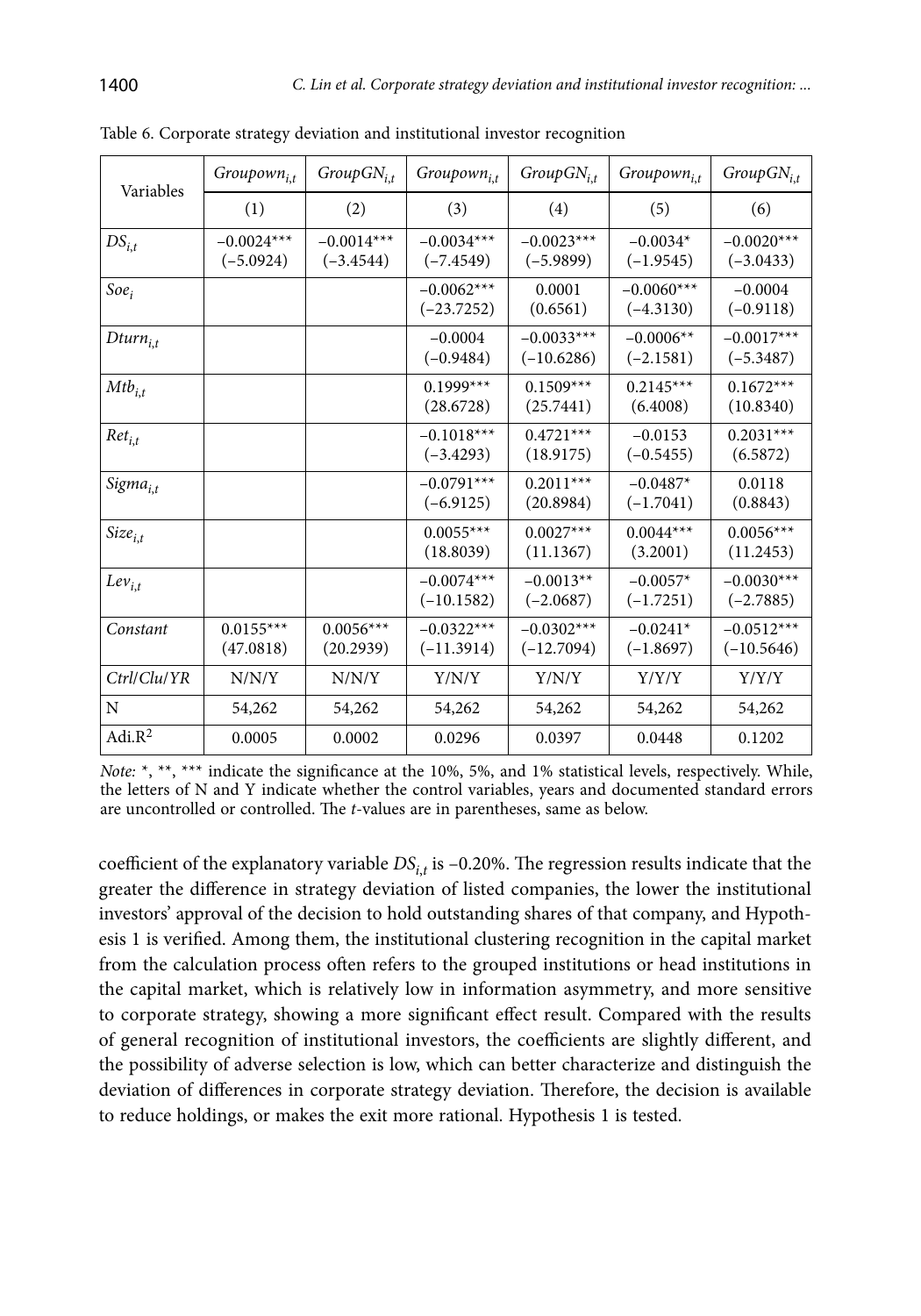Table 6. Corporate strategy deviation and institutional investor recognition

| Variables | $Groupown_{i,t}$ | $GroupGN_{i,t}$ | $Groupown_{i,t}$ | $GroupGN_{i,t}$ | $Groupown_{i,t}$ | $GroupGN_{i,t}$ |
|---|---|---|---|---|---|---|
| | (1) | (2) | (3) | (4) | (5) | (6) |
| $DS_{i,t}$ | −0.0024*** (−5.0924) | −0.0014*** (−3.4544) | −0.0034*** (−7.4549) | −0.0023*** (−5.9899) | −0.0034* (−1.9545) | −0.0020*** (−3.0433) |
| $Soe_i$ | | | −0.0062*** (−23.7252) | 0.0001 (0.6561) | −0.0060*** (−4.3130) | −0.0004 (−0.9118) |
| $Dturn_{i,t}$ | | | −0.0004 (−0.9484) | −0.0033*** (−10.6286) | −0.0006** (−2.1581) | −0.0017*** (−5.3487) |
| $Mtb_{i,t}$ | | | 0.1999*** (28.6728) | 0.1509*** (25.7441) | 0.2145*** (6.4008) | 0.1672*** (10.8340) |
| $Ret_{i,t}$ | | | −0.1018*** (−3.4293) | 0.4721*** (18.9175) | −0.0153 (−0.5455) | 0.2031*** (6.5872) |
| $Sigma_{i,t}$ | | | −0.0791*** (−6.9125) | 0.2011*** (20.8984) | −0.0487* (−1.7041) | 0.0118 (0.8843) |
| $Size_{i,t}$ | | | 0.0055*** (18.8039) | 0.0027*** (11.1367) | 0.0044*** (3.2001) | 0.0056*** (11.2453) |
| $Lev_{i,t}$ | | | −0.0074*** (−10.1582) | −0.0013** (−2.0687) | −0.0057* (−1.7251) | −0.0030*** (−2.7885) |
| Constant | 0.0155*** (47.0818) | 0.0056*** (20.2939) | −0.0322*** (−11.3914) | −0.0302*** (−12.7094) | −0.0241* (−1.8697) | −0.0512*** (−10.5646) |
| Ctrl/Clu/YR | N/N/Y | N/N/Y | Y/N/Y | Y/N/Y | Y/Y/Y | Y/Y/Y |
| N | 54,262 | 54,262 | 54,262 | 54,262 | 54,262 | 54,262 |
| Adi.$R^2$ | 0.0005 | 0.0002 | 0.0296 | 0.0397 | 0.0448 | 0.1202 |

*Note:* *, **, *** indicate the significance at the 10%, 5%, and 1% statistical levels, respectively. While, the letters of N and Y indicate whether the control variables, years and documented standard errors are uncontrolled or controlled. The *t*-values are in parentheses, same as below.

coefficient of the explanatory variable $DS_{i,t}$ is −0.20%. The regression results indicate that the greater the difference in strategy deviation of listed companies, the lower the institutional investors' approval of the decision to hold outstanding shares of that company, and Hypothesis 1 is verified. Among them, the institutional clustering recognition in the capital market from the calculation process often refers to the grouped institutions or head institutions in the capital market, which is relatively low in information asymmetry, and more sensitive to corporate strategy, showing a more significant effect result. Compared with the results of general recognition of institutional investors, the coefficients are slightly different, and the possibility of adverse selection is low, which can better characterize and distinguish the deviation of differences in corporate strategy deviation. Therefore, the decision is available to reduce holdings, or makes the exit more rational. Hypothesis 1 is tested.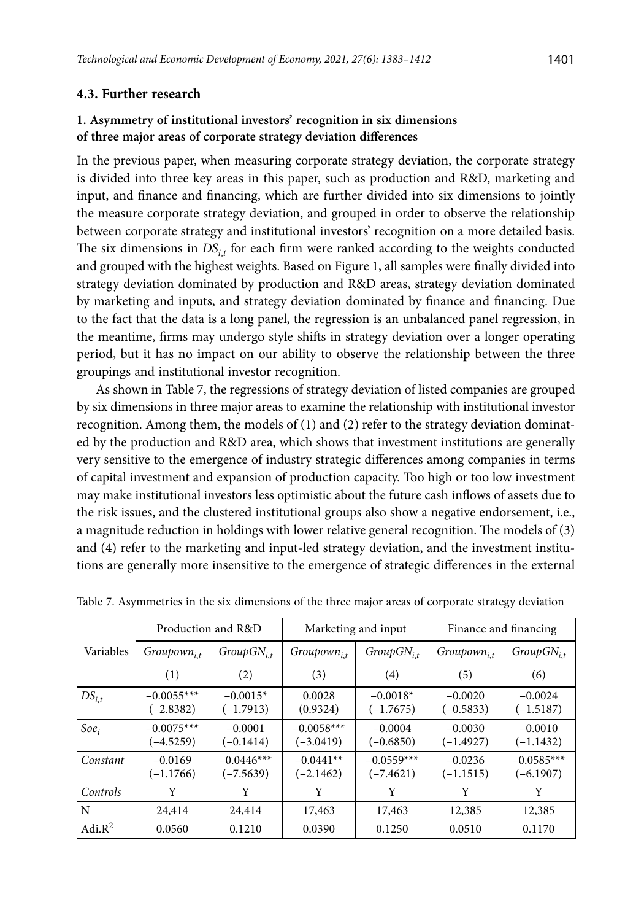### 4.3. Further research

**1. Asymmetry of institutional investors' recognition in six dimensions of three major areas of corporate strategy deviation differences**

In the previous paper, when measuring corporate strategy deviation, the corporate strategy is divided into three key areas in this paper, such as production and R&D, marketing and input, and finance and financing, which are further divided into six dimensions to jointly the measure corporate strategy deviation, and grouped in order to observe the relationship between corporate strategy and institutional investors' recognition on a more detailed basis. The six dimensions in $DS_{i,t}$ for each firm were ranked according to the weights conducted and grouped with the highest weights. Based on Figure 1, all samples were finally divided into strategy deviation dominated by production and R&D areas, strategy deviation dominated by marketing and inputs, and strategy deviation dominated by finance and financing. Due to the fact that the data is a long panel, the regression is an unbalanced panel regression, in the meantime, firms may undergo style shifts in strategy deviation over a longer operating period, but it has no impact on our ability to observe the relationship between the three groupings and institutional investor recognition.

As shown in Table 7, the regressions of strategy deviation of listed companies are grouped by six dimensions in three major areas to examine the relationship with institutional investor recognition. Among them, the models of (1) and (2) refer to the strategy deviation dominated by the production and R&D area, which shows that investment institutions are generally very sensitive to the emergence of industry strategic differences among companies in terms of capital investment and expansion of production capacity. Too high or too low investment may make institutional investors less optimistic about the future cash inflows of assets due to the risk issues, and the clustered institutional groups also show a negative endorsement, i.e., a magnitude reduction in holdings with lower relative general recognition. The models of (3) and (4) refer to the marketing and input-led strategy deviation, and the investment institutions are generally more insensitive to the emergence of strategic differences in the external

Table 7. Asymmetries in the six dimensions of the three major areas of corporate strategy deviation

| Variables | Production and R&D | | Marketing and input | | Finance and financing | |
|---|---|---|---|---|---|---|
| | $Groupown_{i,t}$ | $GroupGN_{i,t}$ | $Groupown_{i,t}$ | $GroupGN_{i,t}$ | $Groupown_{i,t}$ | $GroupGN_{i,t}$ |
| | (1) | (2) | (3) | (4) | (5) | (6) |
| $DS_{i,t}$ | −0.0055*** (−2.8382) | −0.0015* (−1.7913) | 0.0028 (0.9324) | −0.0018* (−1.7675) | −0.0020 (−0.5833) | −0.0024 (−1.5187) |
| $Soe_i$ | −0.0075*** (−4.5259) | −0.0001 (−0.1414) | −0.0058*** (−3.0419) | −0.0004 (−0.6850) | −0.0030 (−1.4927) | −0.0010 (−1.1432) |
| *Constant* | −0.0169 (−1.1766) | −0.0446*** (−7.5639) | −0.0441** (−2.1462) | −0.0559*** (−7.4621) | −0.0236 (−1.1515) | −0.0585*** (−6.1907) |
| *Controls* | Y | Y | Y | Y | Y | Y |
| N | 24,414 | 24,414 | 17,463 | 17,463 | 12,385 | 12,385 |
| Adi.$R^2$ | 0.0560 | 0.1210 | 0.0390 | 0.1250 | 0.0510 | 0.1170 |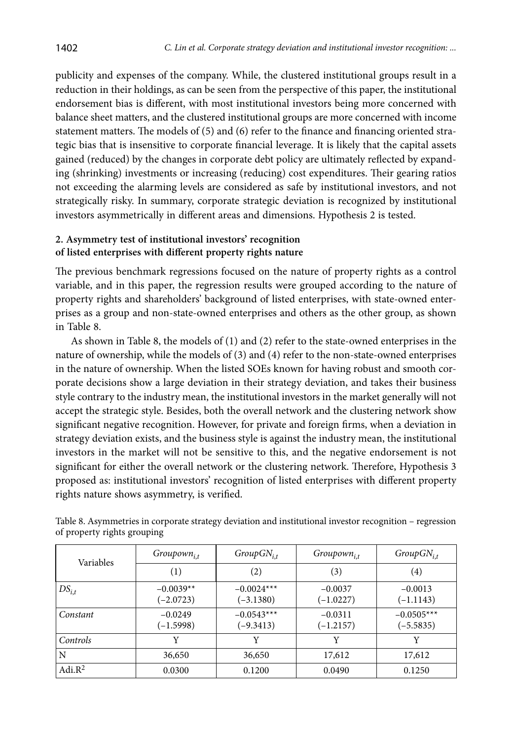publicity and expenses of the company. While, the clustered institutional groups result in a reduction in their holdings, as can be seen from the perspective of this paper, the institutional endorsement bias is different, with most institutional investors being more concerned with balance sheet matters, and the clustered institutional groups are more concerned with income statement matters. The models of (5) and (6) refer to the finance and financing oriented strategic bias that is insensitive to corporate financial leverage. It is likely that the capital assets gained (reduced) by the changes in corporate debt policy are ultimately reflected by expanding (shrinking) investments or increasing (reducing) cost expenditures. Their gearing ratios not exceeding the alarming levels are considered as safe by institutional investors, and not strategically risky. In summary, corporate strategic deviation is recognized by institutional investors asymmetrically in different areas and dimensions. Hypothesis 2 is tested.

## 2. Asymmetry test of institutional investors' recognition of listed enterprises with different property rights nature

The previous benchmark regressions focused on the nature of property rights as a control variable, and in this paper, the regression results were grouped according to the nature of property rights and shareholders' background of listed enterprises, with state-owned enterprises as a group and non-state-owned enterprises and others as the other group, as shown in Table 8.

As shown in Table 8, the models of (1) and (2) refer to the state-owned enterprises in the nature of ownership, while the models of (3) and (4) refer to the non-state-owned enterprises in the nature of ownership. When the listed SOEs known for having robust and smooth corporate decisions show a large deviation in their strategy deviation, and takes their business style contrary to the industry mean, the institutional investors in the market generally will not accept the strategic style. Besides, both the overall network and the clustering network show significant negative recognition. However, for private and foreign firms, when a deviation in strategy deviation exists, and the business style is against the industry mean, the institutional investors in the market will not be sensitive to this, and the negative endorsement is not significant for either the overall network or the clustering network. Therefore, Hypothesis 3 proposed as: institutional investors' recognition of listed enterprises with different property rights nature shows asymmetry, is verified.

Table 8. Asymmetries in corporate strategy deviation and institutional investor recognition – regression of property rights grouping

| Variables | $Groupown_{i,t}$ | $GroupGN_{i,t}$ | $Groupown_{i,t}$ | $GroupGN_{i,t}$ |
|---|---|---|---|---|
| | (1) | (2) | (3) | (4) |
| $DS_{i,t}$ | −0.0039** (−2.0723) | −0.0024*** (−3.1380) | −0.0037 (−1.0227) | −0.0013 (−1.1143) |
| *Constant* | −0.0249 (−1.5998) | −0.0543*** (−9.3413) | −0.0311 (−1.2157) | −0.0505*** (−5.5835) |
| *Controls* | Y | Y | Y | Y |
| N | 36,650 | 36,650 | 17,612 | 17,612 |
| Adi.$R^2$ | 0.0300 | 0.1200 | 0.0490 | 0.1250 |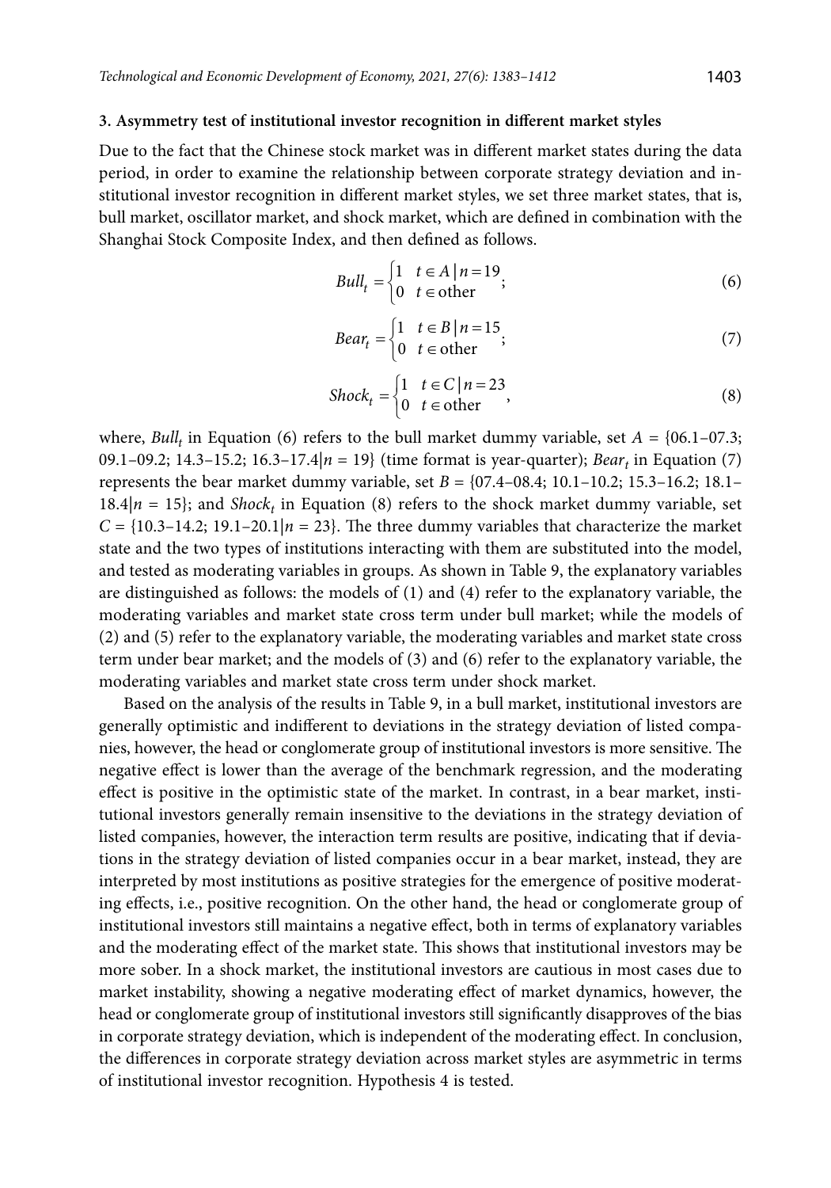### 3. Asymmetry test of institutional investor recognition in different market styles

Due to the fact that the Chinese stock market was in different market states during the data period, in order to examine the relationship between corporate strategy deviation and institutional investor recognition in different market styles, we set three market states, that is, bull market, oscillator market, and shock market, which are defined in combination with the Shanghai Stock Composite Index, and then defined as follows.

$$Bull_t = \begin{cases} 1 & t \in A \,|\, n = 19 \\ 0 & t \in \text{other} \end{cases}; \tag{6}$$

$$Bear_t = \begin{cases} 1 & t \in B \,|\, n = 15 \\ 0 & t \in \text{other} \end{cases}; \tag{7}$$

$$Shock_t = \begin{cases} 1 & t \in C \,|\, n = 23 \\ 0 & t \in \text{other} \end{cases}, \tag{8}$$

where, $Bull_t$ in Equation (6) refers to the bull market dummy variable, set $A = \{06.1–07.3;\ 09.1–09.2;\ 14.3–15.2;\ 16.3–17.4 | n = 19\}$ (time format is year-quarter); $Bear_t$ in Equation (7) represents the bear market dummy variable, set $B = \{07.4–08.4;\ 10.1–10.2;\ 15.3–16.2;\ 18.1–18.4 | n = 15\}$; and $Shock_t$ in Equation (8) refers to the shock market dummy variable, set $C = \{10.3–14.2;\ 19.1–20.1 | n = 23\}$. The three dummy variables that characterize the market state and the two types of institutions interacting with them are substituted into the model, and tested as moderating variables in groups. As shown in Table 9, the explanatory variables are distinguished as follows: the models of (1) and (4) refer to the explanatory variable, the moderating variables and market state cross term under bull market; while the models of (2) and (5) refer to the explanatory variable, the moderating variables and market state cross term under bear market; and the models of (3) and (6) refer to the explanatory variable, the moderating variables and market state cross term under shock market.

Based on the analysis of the results in Table 9, in a bull market, institutional investors are generally optimistic and indifferent to deviations in the strategy deviation of listed companies, however, the head or conglomerate group of institutional investors is more sensitive. The negative effect is lower than the average of the benchmark regression, and the moderating effect is positive in the optimistic state of the market. In contrast, in a bear market, institutional investors generally remain insensitive to the deviations in the strategy deviation of listed companies, however, the interaction term results are positive, indicating that if deviations in the strategy deviation of listed companies occur in a bear market, instead, they are interpreted by most institutions as positive strategies for the emergence of positive moderating effects, i.e., positive recognition. On the other hand, the head or conglomerate group of institutional investors still maintains a negative effect, both in terms of explanatory variables and the moderating effect of the market state. This shows that institutional investors may be more sober. In a shock market, the institutional investors are cautious in most cases due to market instability, showing a negative moderating effect of market dynamics, however, the head or conglomerate group of institutional investors still significantly disapproves of the bias in corporate strategy deviation, which is independent of the moderating effect. In conclusion, the differences in corporate strategy deviation across market styles are asymmetric in terms of institutional investor recognition. Hypothesis 4 is tested.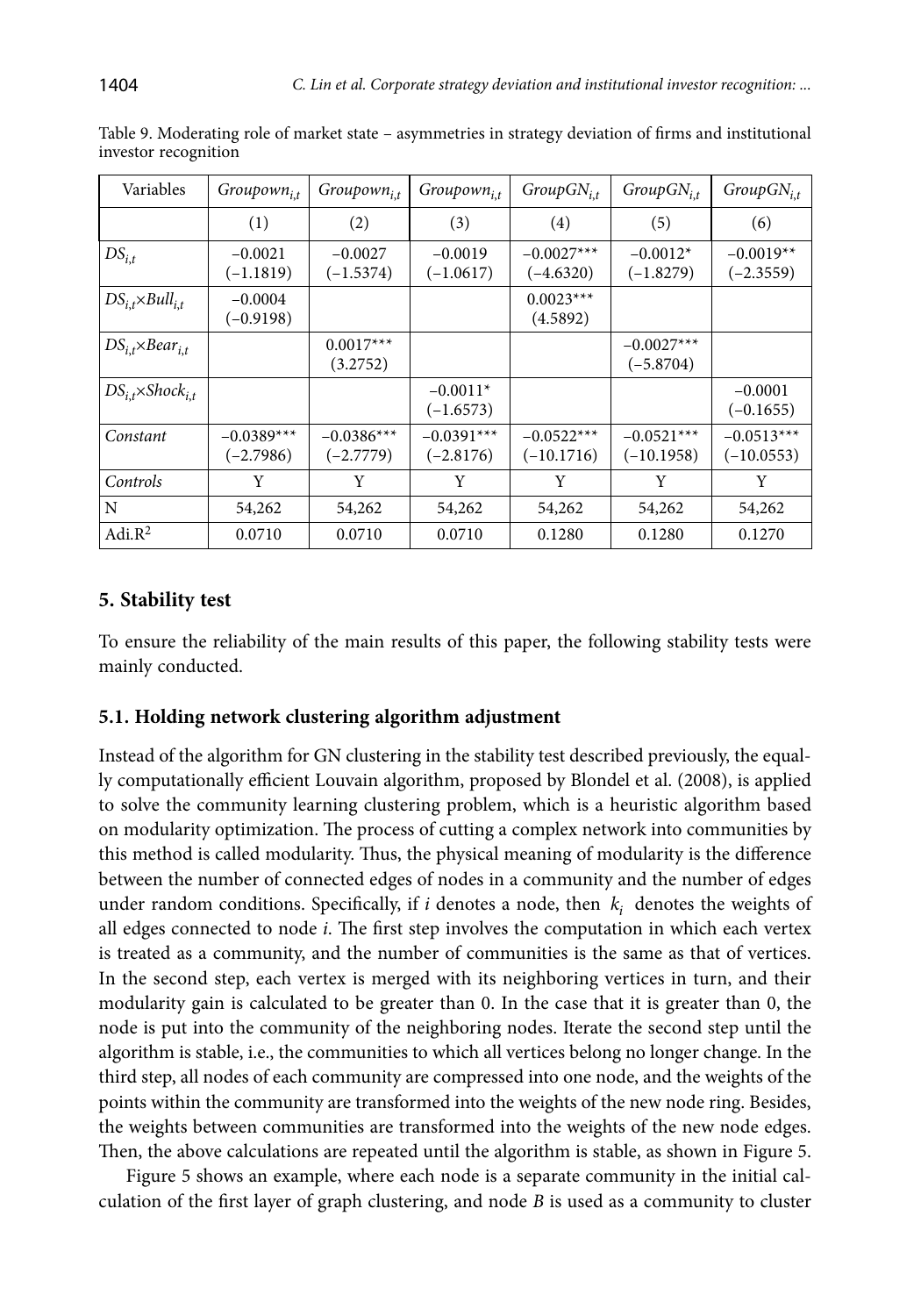Table 9. Moderating role of market state – asymmetries in strategy deviation of firms and institutional investor recognition

| Variables | $Groupown_{i,t}$ | $Groupown_{i,t}$ | $Groupown_{i,t}$ | $GroupGN_{i,t}$ | $GroupGN_{i,t}$ | $GroupGN_{i,t}$ |
|---|---|---|---|---|---|---|
| | (1) | (2) | (3) | (4) | (5) | (6) |
| $DS_{i,t}$ | −0.0021 (−1.1819) | −0.0027 (−1.5374) | −0.0019 (−1.0617) | −0.0027*** (−4.6320) | −0.0012* (−1.8279) | −0.0019** (−2.3559) |
| $DS_{i,t}$×$Bull_{i,t}$ | −0.0004 (−0.9198) | | | 0.0023*** (4.5892) | | |
| $DS_{i,t}$×$Bear_{i,t}$ | | 0.0017*** (3.2752) | | | −0.0027*** (−5.8704) | |
| $DS_{i,t}$×$Shock_{i,t}$ | | | −0.0011* (−1.6573) | | | −0.0001 (−0.1655) |
| *Constant* | −0.0389*** (−2.7986) | −0.0386*** (−2.7779) | −0.0391*** (−2.8176) | −0.0522*** (−10.1716) | −0.0521*** (−10.1958) | −0.0513*** (−10.0553) |
| *Controls* | Y | Y | Y | Y | Y | Y |
| N | 54,262 | 54,262 | 54,262 | 54,262 | 54,262 | 54,262 |
| Adi.$R^2$ | 0.0710 | 0.0710 | 0.0710 | 0.1280 | 0.1280 | 0.1270 |

## 5. Stability test

To ensure the reliability of the main results of this paper, the following stability tests were mainly conducted.

### 5.1. Holding network clustering algorithm adjustment

Instead of the algorithm for GN clustering in the stability test described previously, the equally computationally efficient Louvain algorithm, proposed by Blondel et al. (2008), is applied to solve the community learning clustering problem, which is a heuristic algorithm based on modularity optimization. The process of cutting a complex network into communities by this method is called modularity. Thus, the physical meaning of modularity is the difference between the number of connected edges of nodes in a community and the number of edges under random conditions. Specifically, if *i* denotes a node, then $k_i$ denotes the weights of all edges connected to node *i*. The first step involves the computation in which each vertex is treated as a community, and the number of communities is the same as that of vertices. In the second step, each vertex is merged with its neighboring vertices in turn, and their modularity gain is calculated to be greater than 0. In the case that it is greater than 0, the node is put into the community of the neighboring nodes. Iterate the second step until the algorithm is stable, i.e., the communities to which all vertices belong no longer change. In the third step, all nodes of each community are compressed into one node, and the weights of the points within the community are transformed into the weights of the new node ring. Besides, the weights between communities are transformed into the weights of the new node edges. Then, the above calculations are repeated until the algorithm is stable, as shown in Figure 5.

Figure 5 shows an example, where each node is a separate community in the initial calculation of the first layer of graph clustering, and node *B* is used as a community to cluster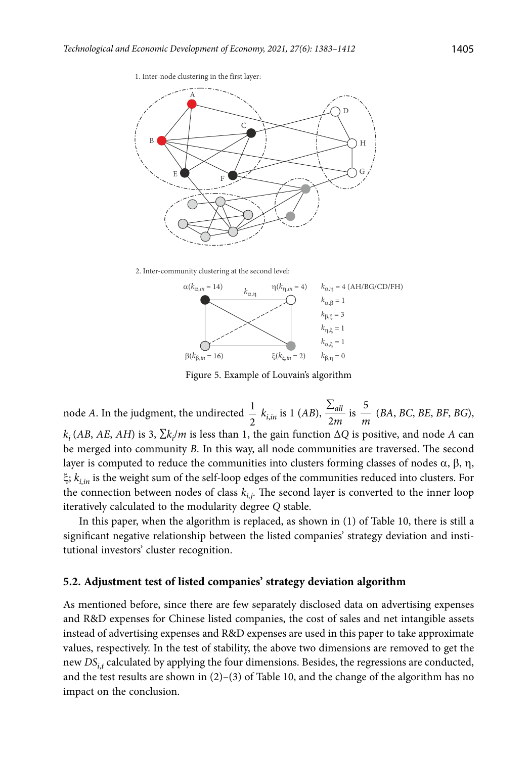1. Inter-node clustering in the first layer:

2. Inter-community clustering at the second level:

$\alpha(k_{\alpha,in} = 14)$ $k_{\alpha,\eta}$ $\eta(k_{\eta,in} = 4)$ $k_{\alpha,\eta} = 4$ (AH/BG/CD/FH)

$k_{\alpha,\beta} = 1$

$k_{\beta,\xi} = 3$

$k_{\eta,\xi} = 1$

$k_{\alpha,\xi} = 1$

$\beta(k_{\beta,in} = 16)$ $\xi(k_{\xi,in} = 2)$ $k_{\beta,\eta} = 0$

Figure 5. Example of Louvain's algorithm

node *A*. In the judgment, the undirected $\frac{1}{2}$ $k_{i,in}$ is 1 (*AB*), $\frac{\sum_{all}}{2m}$ is $\frac{5}{m}$ (*BA*, *BC*, *BE*, *BF*, *BG*), $k_i$ (*AB*, *AE*, *AH*) is 3, $\sum k_i/m$ is less than 1, the gain function $\Delta Q$ is positive, and node *A* can be merged into community *B*. In this way, all node communities are traversed. The second layer is computed to reduce the communities into clusters forming classes of nodes α, β, η, ξ; $k_{i,in}$ is the weight sum of the self-loop edges of the communities reduced into clusters. For the connection between nodes of class $k_{i,j}$. The second layer is converted to the inner loop iteratively calculated to the modularity degree *Q* stable.

In this paper, when the algorithm is replaced, as shown in (1) of Table 10, there is still a significant negative relationship between the listed companies' strategy deviation and institutional investors' cluster recognition.

### 5.2. Adjustment test of listed companies' strategy deviation algorithm

As mentioned before, since there are few separately disclosed data on advertising expenses and R&D expenses for Chinese listed companies, the cost of sales and net intangible assets instead of advertising expenses and R&D expenses are used in this paper to take approximate values, respectively. In the test of stability, the above two dimensions are removed to get the new $DS_{i,t}$ calculated by applying the four dimensions. Besides, the regressions are conducted, and the test results are shown in (2)–(3) of Table 10, and the change of the algorithm has no impact on the conclusion.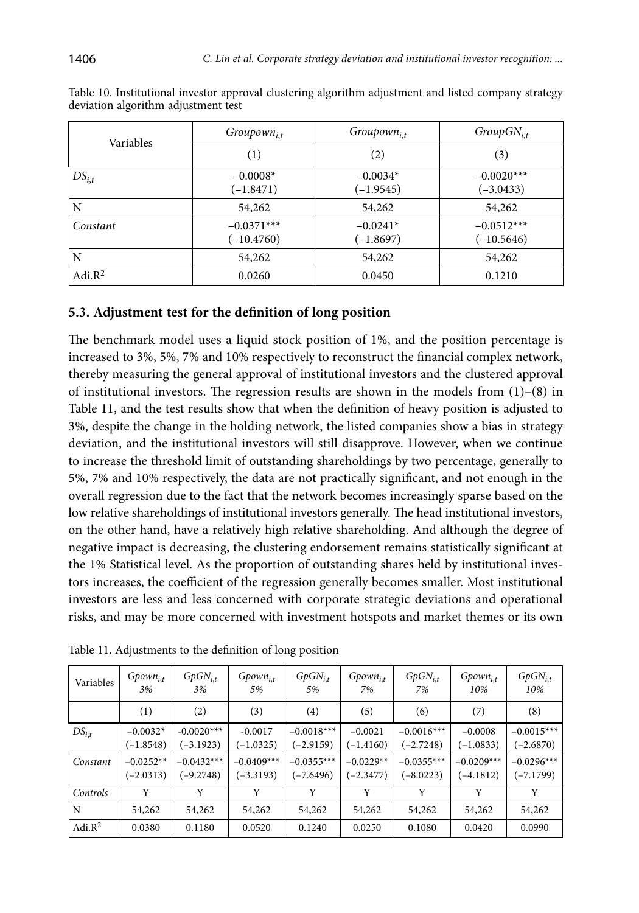Table 10. Institutional investor approval clustering algorithm adjustment and listed company strategy deviation algorithm adjustment test

| Variables | $Groupown_{i,t}$ | $Groupown_{i,t}$ | $GroupGN_{i,t}$ |
|---|---|---|---|
| | (1) | (2) | (3) |
| $DS_{i,t}$ | −0.0008* (−1.8471) | −0.0034* (−1.9545) | −0.0020*** (−3.0433) |
| N | 54,262 | 54,262 | 54,262 |
| *Constant* | −0.0371*** (−10.4760) | −0.0241* (−1.8697) | −0.0512*** (−10.5646) |
| N | 54,262 | 54,262 | 54,262 |
| Adi.$R^2$ | 0.0260 | 0.0450 | 0.1210 |

### 5.3. Adjustment test for the definition of long position

The benchmark model uses a liquid stock position of 1%, and the position percentage is increased to 3%, 5%, 7% and 10% respectively to reconstruct the financial complex network, thereby measuring the general approval of institutional investors and the clustered approval of institutional investors. The regression results are shown in the models from (1)–(8) in Table 11, and the test results show that when the definition of heavy position is adjusted to 3%, despite the change in the holding network, the listed companies show a bias in strategy deviation, and the institutional investors will still disapprove. However, when we continue to increase the threshold limit of outstanding shareholdings by two percentage, generally to 5%, 7% and 10% respectively, the data are not practically significant, and not enough in the overall regression due to the fact that the network becomes increasingly sparse based on the low relative shareholdings of institutional investors generally. The head institutional investors, on the other hand, have a relatively high relative shareholding. And although the degree of negative impact is decreasing, the clustering endorsement remains statistically significant at the 1% Statistical level. As the proportion of outstanding shares held by institutional investors increases, the coefficient of the regression generally becomes smaller. Most institutional investors are less and less concerned with corporate strategic deviations and operational risks, and may be more concerned with investment hotspots and market themes or its own

Table 11. Adjustments to the definition of long position

| Variables | $Gpown_{i,t}$ 3% | $GpGN_{i,t}$ 3% | $Gpown_{i,t}$ 5% | $GpGN_{i,t}$ 5% | $Gpown_{i,t}$ 7% | $GpGN_{i,t}$ 7% | $Gpown_{i,t}$ 10% | $GpGN_{i,t}$ 10% |
|---|---|---|---|---|---|---|---|---|
| | (1) | (2) | (3) | (4) | (5) | (6) | (7) | (8) |
| $DS_{i,t}$ | −0.0032* (−1.8548) | −0.0020*** (−3.1923) | −0.0017 (−1.0325) | −0.0018*** (−2.9159) | −0.0021 (−1.4160) | −0.0016*** (−2.7248) | −0.0008 (−1.0833) | −0.0015*** (−2.6870) |
| *Constant* | −0.0252** (−2.0313) | −0.0432*** (−9.2748) | −0.0409*** (−3.3193) | −0.0355*** (−7.6496) | −0.0229** (−2.3477) | −0.0355*** (−8.0223) | −0.0209*** (−4.1812) | −0.0296*** (−7.1799) |
| *Controls* | Y | Y | Y | Y | Y | Y | Y | Y |
| N | 54,262 | 54,262 | 54,262 | 54,262 | 54,262 | 54,262 | 54,262 | 54,262 |
| Adi.$R^2$ | 0.0380 | 0.1180 | 0.0520 | 0.1240 | 0.0250 | 0.1080 | 0.0420 | 0.0990 |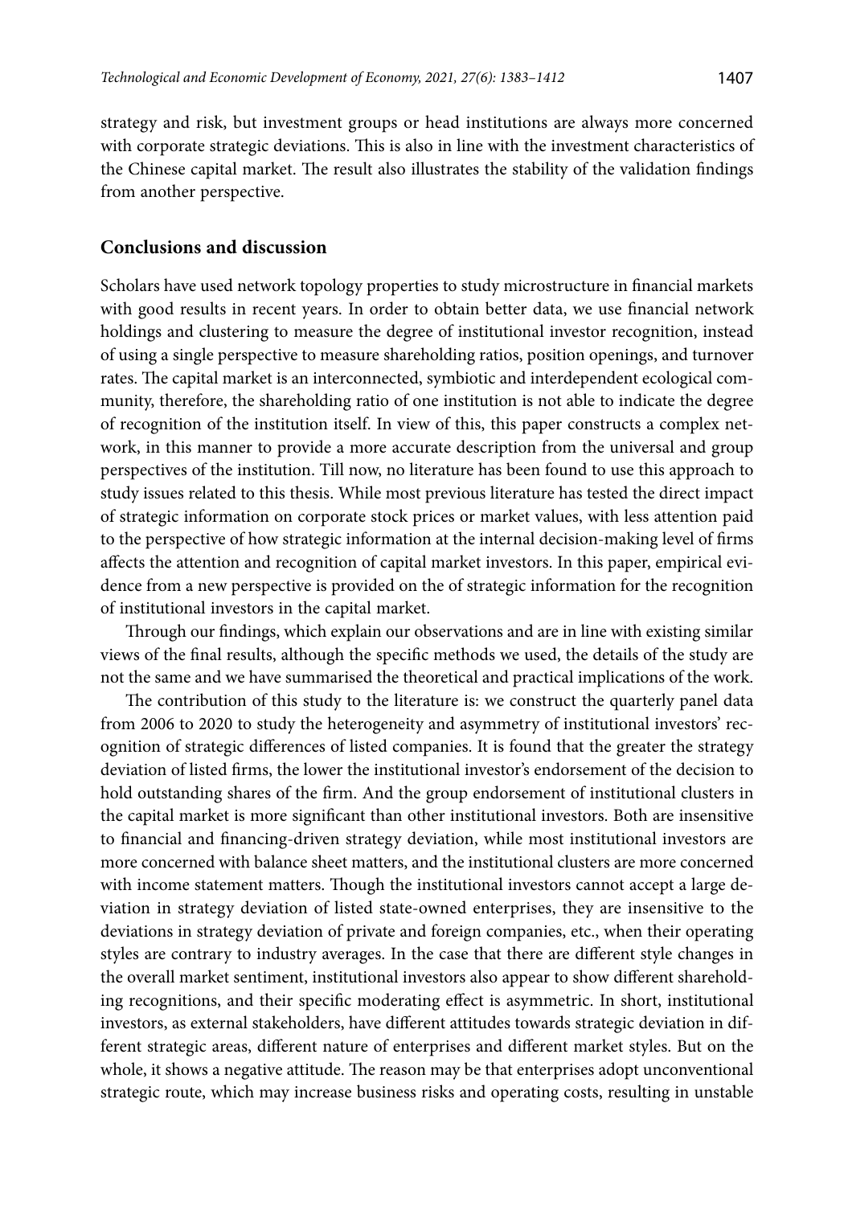strategy and risk, but investment groups or head institutions are always more concerned with corporate strategic deviations. This is also in line with the investment characteristics of the Chinese capital market. The result also illustrates the stability of the validation findings from another perspective.

## Conclusions and discussion

Scholars have used network topology properties to study microstructure in financial markets with good results in recent years. In order to obtain better data, we use financial network holdings and clustering to measure the degree of institutional investor recognition, instead of using a single perspective to measure shareholding ratios, position openings, and turnover rates. The capital market is an interconnected, symbiotic and interdependent ecological community, therefore, the shareholding ratio of one institution is not able to indicate the degree of recognition of the institution itself. In view of this, this paper constructs a complex network, in this manner to provide a more accurate description from the universal and group perspectives of the institution. Till now, no literature has been found to use this approach to study issues related to this thesis. While most previous literature has tested the direct impact of strategic information on corporate stock prices or market values, with less attention paid to the perspective of how strategic information at the internal decision-making level of firms affects the attention and recognition of capital market investors. In this paper, empirical evidence from a new perspective is provided on the of strategic information for the recognition of institutional investors in the capital market.

Through our findings, which explain our observations and are in line with existing similar views of the final results, although the specific methods we used, the details of the study are not the same and we have summarised the theoretical and practical implications of the work.

The contribution of this study to the literature is: we construct the quarterly panel data from 2006 to 2020 to study the heterogeneity and asymmetry of institutional investors' recognition of strategic differences of listed companies. It is found that the greater the strategy deviation of listed firms, the lower the institutional investor's endorsement of the decision to hold outstanding shares of the firm. And the group endorsement of institutional clusters in the capital market is more significant than other institutional investors. Both are insensitive to financial and financing-driven strategy deviation, while most institutional investors are more concerned with balance sheet matters, and the institutional clusters are more concerned with income statement matters. Though the institutional investors cannot accept a large deviation in strategy deviation of listed state-owned enterprises, they are insensitive to the deviations in strategy deviation of private and foreign companies, etc., when their operating styles are contrary to industry averages. In the case that there are different style changes in the overall market sentiment, institutional investors also appear to show different shareholding recognitions, and their specific moderating effect is asymmetric. In short, institutional investors, as external stakeholders, have different attitudes towards strategic deviation in different strategic areas, different nature of enterprises and different market styles. But on the whole, it shows a negative attitude. The reason may be that enterprises adopt unconventional strategic route, which may increase business risks and operating costs, resulting in unstable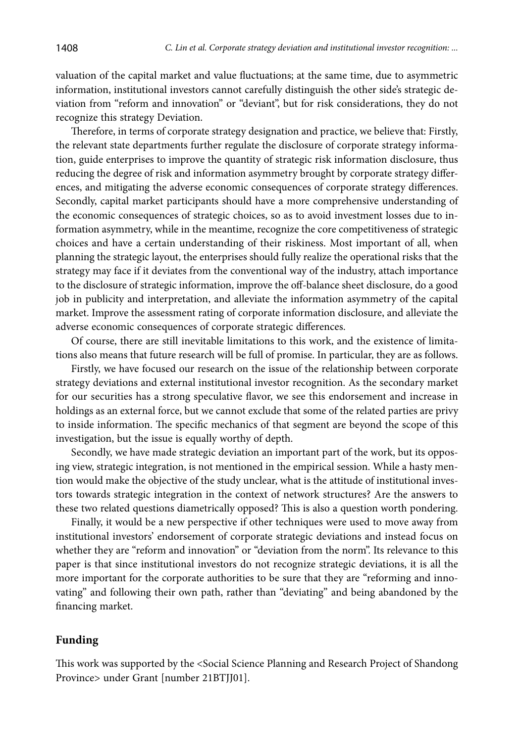valuation of the capital market and value fluctuations; at the same time, due to asymmetric information, institutional investors cannot carefully distinguish the other side's strategic deviation from "reform and innovation" or "deviant", but for risk considerations, they do not recognize this strategy Deviation.

Therefore, in terms of corporate strategy designation and practice, we believe that: Firstly, the relevant state departments further regulate the disclosure of corporate strategy information, guide enterprises to improve the quantity of strategic risk information disclosure, thus reducing the degree of risk and information asymmetry brought by corporate strategy differences, and mitigating the adverse economic consequences of corporate strategy differences. Secondly, capital market participants should have a more comprehensive understanding of the economic consequences of strategic choices, so as to avoid investment losses due to information asymmetry, while in the meantime, recognize the core competitiveness of strategic choices and have a certain understanding of their riskiness. Most important of all, when planning the strategic layout, the enterprises should fully realize the operational risks that the strategy may face if it deviates from the conventional way of the industry, attach importance to the disclosure of strategic information, improve the off-balance sheet disclosure, do a good job in publicity and interpretation, and alleviate the information asymmetry of the capital market. Improve the assessment rating of corporate information disclosure, and alleviate the adverse economic consequences of corporate strategic differences.

Of course, there are still inevitable limitations to this work, and the existence of limitations also means that future research will be full of promise. In particular, they are as follows.

Firstly, we have focused our research on the issue of the relationship between corporate strategy deviations and external institutional investor recognition. As the secondary market for our securities has a strong speculative flavor, we see this endorsement and increase in holdings as an external force, but we cannot exclude that some of the related parties are privy to inside information. The specific mechanics of that segment are beyond the scope of this investigation, but the issue is equally worthy of depth.

Secondly, we have made strategic deviation an important part of the work, but its opposing view, strategic integration, is not mentioned in the empirical session. While a hasty mention would make the objective of the study unclear, what is the attitude of institutional investors towards strategic integration in the context of network structures? Are the answers to these two related questions diametrically opposed? This is also a question worth pondering.

Finally, it would be a new perspective if other techniques were used to move away from institutional investors' endorsement of corporate strategic deviations and instead focus on whether they are "reform and innovation" or "deviation from the norm". Its relevance to this paper is that since institutional investors do not recognize strategic deviations, it is all the more important for the corporate authorities to be sure that they are "reforming and innovating" and following their own path, rather than "deviating" and being abandoned by the financing market.

## Funding

This work was supported by the <Social Science Planning and Research Project of Shandong Province> under Grant [number 21BTJJ01].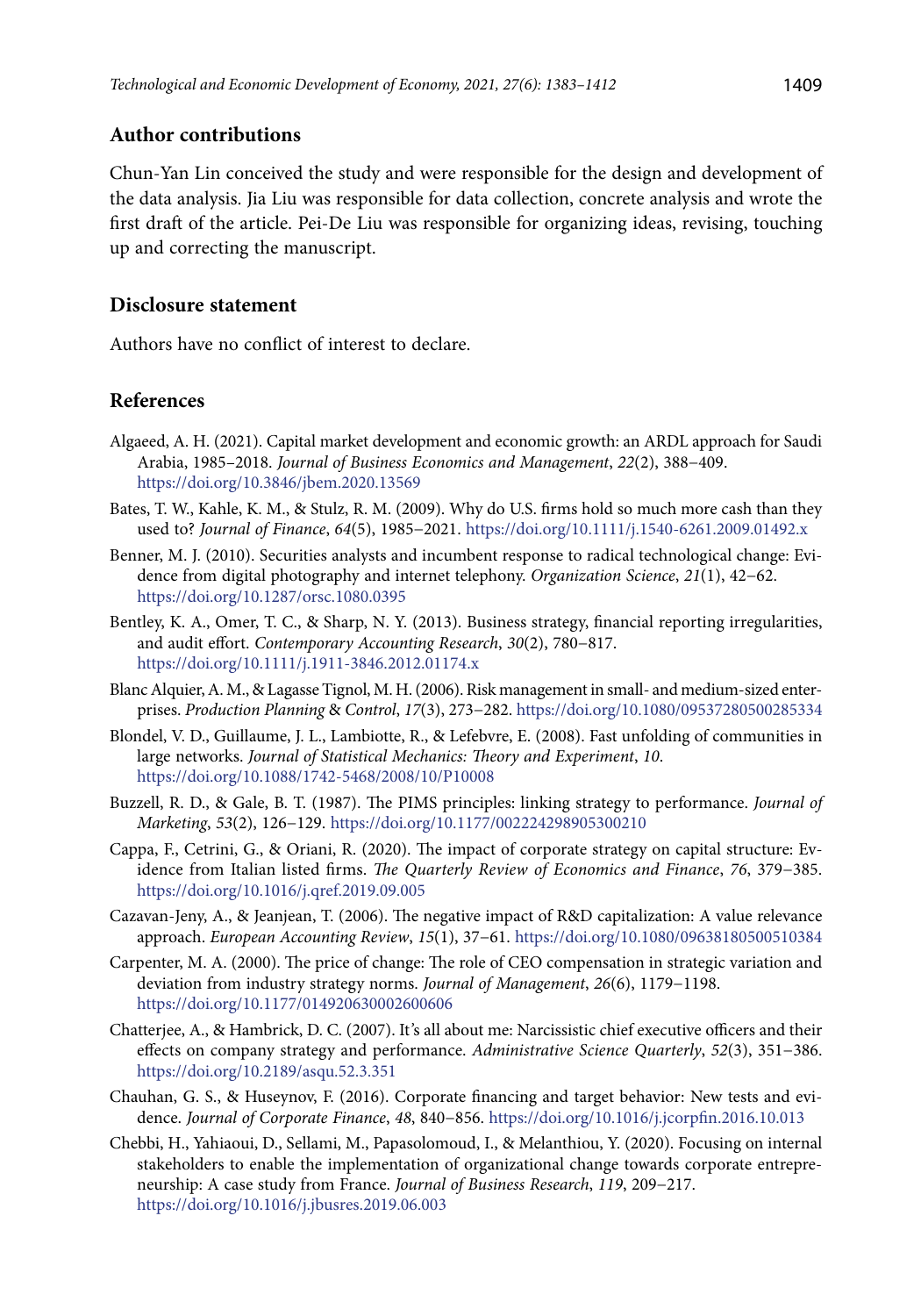## Author contributions

Chun-Yan Lin conceived the study and were responsible for the design and development of the data analysis. Jia Liu was responsible for data collection, concrete analysis and wrote the first draft of the article. Pei-De Liu was responsible for organizing ideas, revising, touching up and correcting the manuscript.

## Disclosure statement

Authors have no conflict of interest to declare.

## References

Algaeed, A. H. (2021). Capital market development and economic growth: an ARDL approach for Saudi Arabia, 1985–2018. *Journal of Business Economics and Management*, *22*(2), 388–409. https://doi.org/10.3846/jbem.2020.13569

Bates, T. W., Kahle, K. M., & Stulz, R. M. (2009). Why do U.S. firms hold so much more cash than they used to? *Journal of Finance*, *64*(5), 1985–2021. https://doi.org/10.1111/j.1540-6261.2009.01492.x

Benner, M. J. (2010). Securities analysts and incumbent response to radical technological change: Evidence from digital photography and internet telephony. *Organization Science*, *21*(1), 42–62. https://doi.org/10.1287/orsc.1080.0395

Bentley, K. A., Omer, T. C., & Sharp, N. Y. (2013). Business strategy, financial reporting irregularities, and audit effort. *Contemporary Accounting Research*, *30*(2), 780–817. https://doi.org/10.1111/j.1911-3846.2012.01174.x

Blanc Alquier, A. M., & Lagasse Tignol, M. H. (2006). Risk management in small- and medium-sized enterprises. *Production Planning & Control*, *17*(3), 273–282. https://doi.org/10.1080/09537280500285334

Blondel, V. D., Guillaume, J. L., Lambiotte, R., & Lefebvre, E. (2008). Fast unfolding of communities in large networks. *Journal of Statistical Mechanics: Theory and Experiment*, *10*. https://doi.org/10.1088/1742-5468/2008/10/P10008

Buzzell, R. D., & Gale, B. T. (1987). The PIMS principles: linking strategy to performance. *Journal of Marketing*, *53*(2), 126–129. https://doi.org/10.1177/002224298905300210

Cappa, F., Cetrini, G., & Oriani, R. (2020). The impact of corporate strategy on capital structure: Evidence from Italian listed firms. *The Quarterly Review of Economics and Finance*, *76*, 379–385. https://doi.org/10.1016/j.qref.2019.09.005

Cazavan-Jeny, A., & Jeanjean, T. (2006). The negative impact of R&D capitalization: A value relevance approach. *European Accounting Review*, *15*(1), 37–61. https://doi.org/10.1080/09638180500510384

Carpenter, M. A. (2000). The price of change: The role of CEO compensation in strategic variation and deviation from industry strategy norms. *Journal of Management*, *26*(6), 1179–1198. https://doi.org/10.1177/014920630002600606

Chatterjee, A., & Hambrick, D. C. (2007). It's all about me: Narcissistic chief executive officers and their effects on company strategy and performance. *Administrative Science Quarterly*, *52*(3), 351–386. https://doi.org/10.2189/asqu.52.3.351

Chauhan, G. S., & Huseynov, F. (2016). Corporate financing and target behavior: New tests and evidence. *Journal of Corporate Finance*, *48*, 840–856. https://doi.org/10.1016/j.jcorpfin.2016.10.013

Chebbi, H., Yahiaoui, D., Sellami, M., Papasolomoud, I., & Melanthiou, Y. (2020). Focusing on internal stakeholders to enable the implementation of organizational change towards corporate entrepreneurship: A case study from France. *Journal of Business Research*, *119*, 209–217. https://doi.org/10.1016/j.jbusres.2019.06.003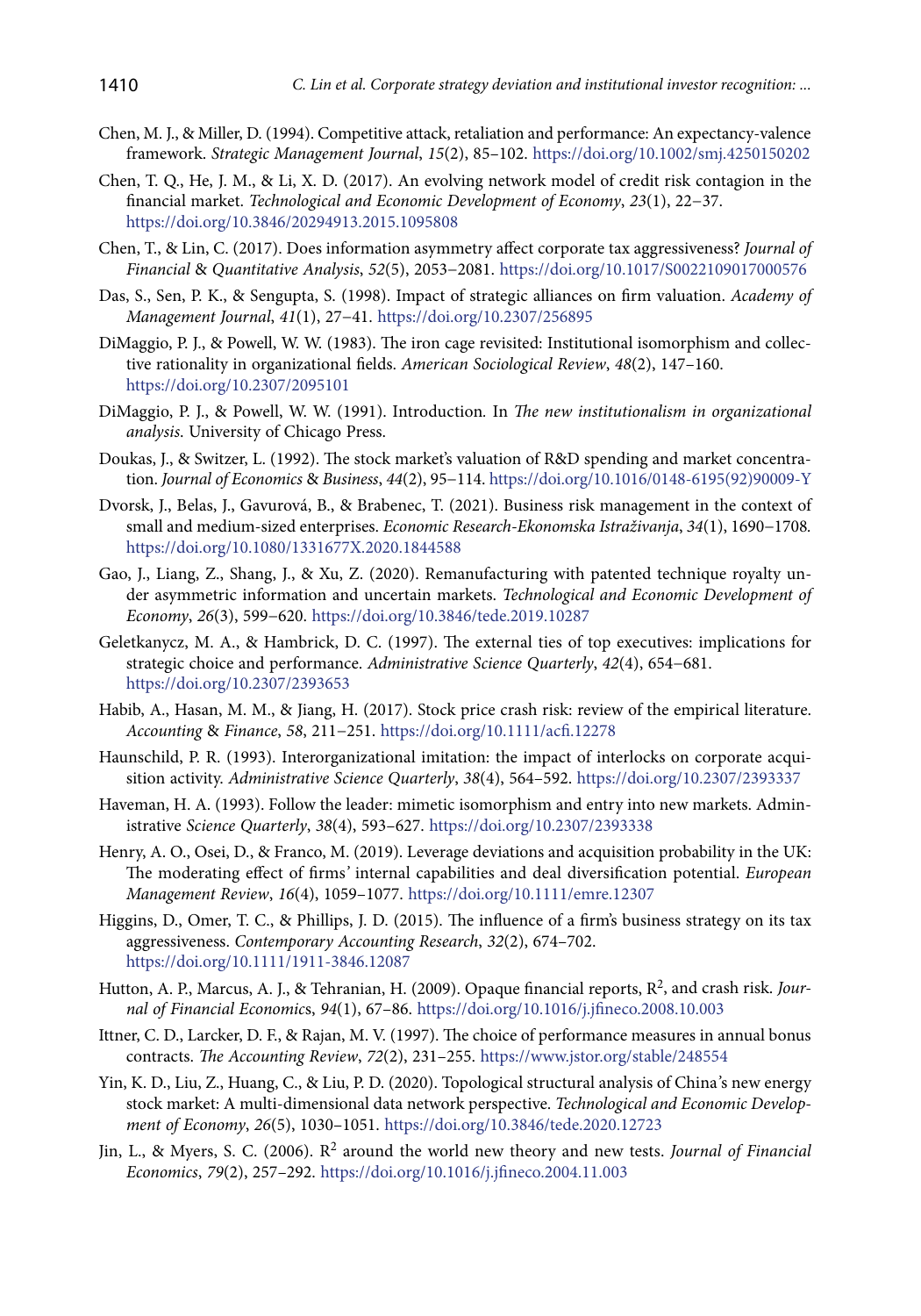Chen, M. J., & Miller, D. (1994). Competitive attack, retaliation and performance: An expectancy-valence framework. *Strategic Management Journal*, *15*(2), 85–102. https://doi.org/10.1002/smj.4250150202

Chen, T. Q., He, J. M., & Li, X. D. (2017). An evolving network model of credit risk contagion in the financial market. *Technological and Economic Development of Economy*, *23*(1), 22–37. https://doi.org/10.3846/20294913.2015.1095808

Chen, T., & Lin, C. (2017). Does information asymmetry affect corporate tax aggressiveness? *Journal of Financial & Quantitative Analysis*, *52*(5), 2053–2081. https://doi.org/10.1017/S0022109017000576

Das, S., Sen, P. K., & Sengupta, S. (1998). Impact of strategic alliances on firm valuation. *Academy of Management Journal*, *41*(1), 27–41. https://doi.org/10.2307/256895

DiMaggio, P. J., & Powell, W. W. (1983). The iron cage revisited: Institutional isomorphism and collective rationality in organizational fields. *American Sociological Review*, *48*(2), 147–160. https://doi.org/10.2307/2095101

DiMaggio, P. J., & Powell, W. W. (1991). Introduction. In *The new institutionalism in organizational analysis*. University of Chicago Press.

Doukas, J., & Switzer, L. (1992). The stock market's valuation of R&D spending and market concentration. *Journal of Economics & Business*, *44*(2), 95–114. https://doi.org/10.1016/0148-6195(92)90009-Y

Dvorsk, J., Belas, J., Gavurová, B., & Brabenec, T. (2021). Business risk management in the context of small and medium-sized enterprises. *Economic Research-Ekonomska Istraživanja*, *34*(1), 1690–1708. https://doi.org/10.1080/1331677X.2020.1844588

Gao, J., Liang, Z., Shang, J., & Xu, Z. (2020). Remanufacturing with patented technique royalty under asymmetric information and uncertain markets. *Technological and Economic Development of Economy*, *26*(3), 599–620. https://doi.org/10.3846/tede.2019.10287

Geletkanycz, M. A., & Hambrick, D. C. (1997). The external ties of top executives: implications for strategic choice and performance. *Administrative Science Quarterly*, *42*(4), 654–681. https://doi.org/10.2307/2393653

Habib, A., Hasan, M. M., & Jiang, H. (2017). Stock price crash risk: review of the empirical literature. *Accounting & Finance*, *58*, 211–251. https://doi.org/10.1111/acfi.12278

Haunschild, P. R. (1993). Interorganizational imitation: the impact of interlocks on corporate acquisition activity. *Administrative Science Quarterly*, *38*(4), 564–592. https://doi.org/10.2307/2393337

Haveman, H. A. (1993). Follow the leader: mimetic isomorphism and entry into new markets. Administrative *Science Quarterly*, *38*(4), 593–627. https://doi.org/10.2307/2393338

Henry, A. O., Osei, D., & Franco, M. (2019). Leverage deviations and acquisition probability in the UK: The moderating effect of firms' internal capabilities and deal diversification potential. *European Management Review*, *16*(4), 1059–1077. https://doi.org/10.1111/emre.12307

Higgins, D., Omer, T. C., & Phillips, J. D. (2015). The influence of a firm's business strategy on its tax aggressiveness. *Contemporary Accounting Research*, *32*(2), 674–702. https://doi.org/10.1111/1911-3846.12087

Hutton, A. P., Marcus, A. J., & Tehranian, H. (2009). Opaque financial reports, $R^2$, and crash risk. *Journal of Financial Economics*, *94*(1), 67–86. https://doi.org/10.1016/j.jfineco.2008.10.003

Ittner, C. D., Larcker, D. F., & Rajan, M. V. (1997). The choice of performance measures in annual bonus contracts. *The Accounting Review*, *72*(2), 231–255. https://www.jstor.org/stable/248554

Yin, K. D., Liu, Z., Huang, C., & Liu, P. D. (2020). Topological structural analysis of China's new energy stock market: A multi-dimensional data network perspective. *Technological and Economic Development of Economy*, *26*(5), 1030–1051. https://doi.org/10.3846/tede.2020.12723

Jin, L., & Myers, S. C. (2006). $R^2$ around the world new theory and new tests. *Journal of Financial Economics*, *79*(2), 257–292. https://doi.org/10.1016/j.jfineco.2004.11.003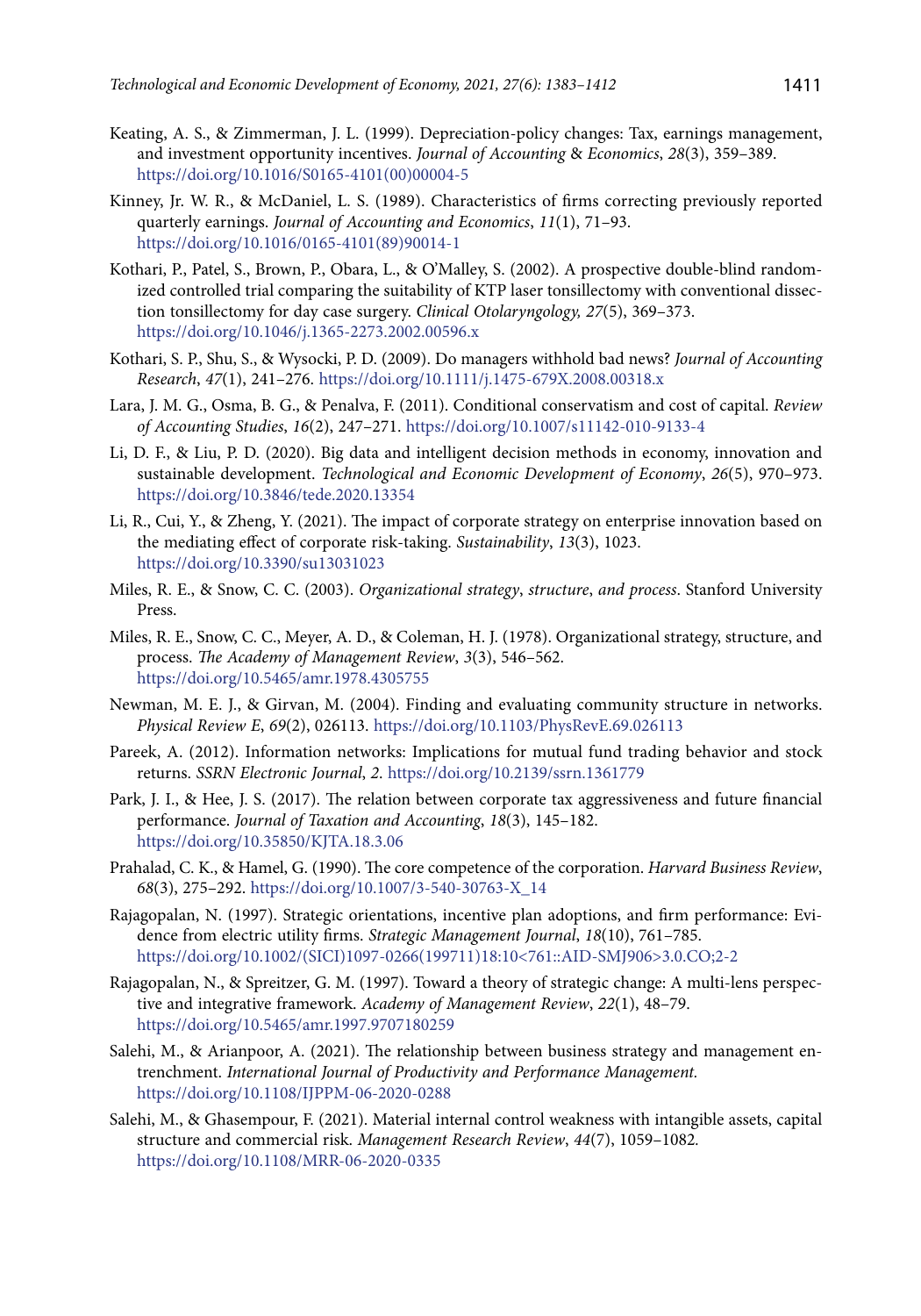Keating, A. S., & Zimmerman, J. L. (1999). Depreciation-policy changes: Tax, earnings management, and investment opportunity incentives. *Journal of Accounting* & *Economics*, *28*(3), 359–389. https://doi.org/10.1016/S0165-4101(00)00004-5

Kinney, Jr. W. R., & McDaniel, L. S. (1989). Characteristics of firms correcting previously reported quarterly earnings. *Journal of Accounting and Economics*, *11*(1), 71–93. https://doi.org/10.1016/0165-4101(89)90014-1

Kothari, P., Patel, S., Brown, P., Obara, L., & O'Malley, S. (2002). A prospective double-blind randomized controlled trial comparing the suitability of KTP laser tonsillectomy with conventional dissection tonsillectomy for day case surgery. *Clinical Otolaryngology, 27*(5), 369–373. https://doi.org/10.1046/j.1365-2273.2002.00596.x

Kothari, S. P., Shu, S., & Wysocki, P. D. (2009). Do managers withhold bad news? *Journal of Accounting Research*, *47*(1), 241–276. https://doi.org/10.1111/j.1475-679X.2008.00318.x

Lara, J. M. G., Osma, B. G., & Penalva, F. (2011). Conditional conservatism and cost of capital. *Review of Accounting Studies*, *16*(2), 247–271. https://doi.org/10.1007/s11142-010-9133-4

Li, D. F., & Liu, P. D. (2020). Big data and intelligent decision methods in economy, innovation and sustainable development. *Technological and Economic Development of Economy*, *26*(5), 970–973. https://doi.org/10.3846/tede.2020.13354

Li, R., Cui, Y., & Zheng, Y. (2021). The impact of corporate strategy on enterprise innovation based on the mediating effect of corporate risk-taking. *Sustainability*, *13*(3), 1023. https://doi.org/10.3390/su13031023

Miles, R. E., & Snow, C. C. (2003). *Organizational strategy*, *structure*, *and process*. Stanford University Press.

Miles, R. E., Snow, C. C., Meyer, A. D., & Coleman, H. J. (1978). Organizational strategy, structure, and process. *The Academy of Management Review*, *3*(3), 546–562. https://doi.org/10.5465/amr.1978.4305755

Newman, M. E. J., & Girvan, M. (2004). Finding and evaluating community structure in networks. *Physical Review E*, *69*(2), 026113. https://doi.org/10.1103/PhysRevE.69.026113

Pareek, A. (2012). Information networks: Implications for mutual fund trading behavior and stock returns. *SSRN Electronic Journal*, *2*. https://doi.org/10.2139/ssrn.1361779

Park, J. I., & Hee, J. S. (2017). The relation between corporate tax aggressiveness and future financial performance. *Journal of Taxation and Accounting*, *18*(3), 145–182. https://doi.org/10.35850/KJTA.18.3.06

Prahalad, C. K., & Hamel, G. (1990). The core competence of the corporation. *Harvard Business Review*, *68*(3), 275–292. https://doi.org/10.1007/3-540-30763-X_14

Rajagopalan, N. (1997). Strategic orientations, incentive plan adoptions, and firm performance: Evidence from electric utility firms. *Strategic Management Journal*, *18*(10), 761–785. https://doi.org/10.1002/(SICI)1097-0266(199711)18:10<761::AID-SMJ906>3.0.CO;2-2

Rajagopalan, N., & Spreitzer, G. M. (1997). Toward a theory of strategic change: A multi-lens perspective and integrative framework. *Academy of Management Review*, *22*(1), 48–79. https://doi.org/10.5465/amr.1997.9707180259

Salehi, M., & Arianpoor, A. (2021). The relationship between business strategy and management entrenchment. *International Journal of Productivity and Performance Management.* https://doi.org/10.1108/IJPPM-06-2020-0288

Salehi, M., & Ghasempour, F. (2021). Material internal control weakness with intangible assets, capital structure and commercial risk. *Management Research Review*, *44*(7), 1059–1082. https://doi.org/10.1108/MRR-06-2020-0335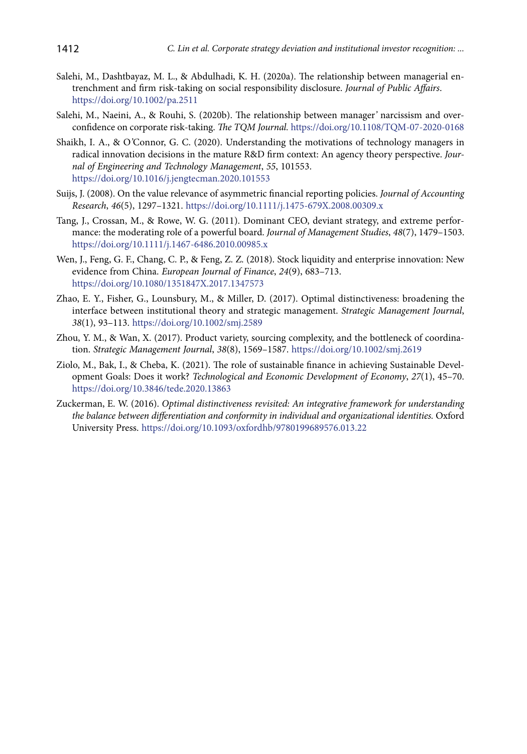Salehi, M., Dashtbayaz, M. L., & Abdulhadi, K. H. (2020a). The relationship between managerial entrenchment and firm risk-taking on social responsibility disclosure. *Journal of Public Affairs*. https://doi.org/10.1002/pa.2511

Salehi, M., Naeini, A., & Rouhi, S. (2020b). The relationship between manager' narcissism and overconfidence on corporate risk-taking. *The TQM Journal*. https://doi.org/10.1108/TQM-07-2020-0168

Shaikh, I. A., & O'Connor, G. C. (2020). Understanding the motivations of technology managers in radical innovation decisions in the mature R&D firm context: An agency theory perspective. *Journal of Engineering and Technology Management*, *55*, 101553. https://doi.org/10.1016/j.jengtecman.2020.101553

Suijs, J. (2008). On the value relevance of asymmetric financial reporting policies. *Journal of Accounting Research*, *46*(5), 1297–1321. https://doi.org/10.1111/j.1475-679X.2008.00309.x

Tang, J., Crossan, M., & Rowe, W. G. (2011). Dominant CEO, deviant strategy, and extreme performance: the moderating role of a powerful board. *Journal of Management Studies*, *48*(7), 1479–1503. https://doi.org/10.1111/j.1467-6486.2010.00985.x

Wen, J., Feng, G. F., Chang, C. P., & Feng, Z. Z. (2018). Stock liquidity and enterprise innovation: New evidence from China. *European Journal of Finance*, *24*(9), 683–713. https://doi.org/10.1080/1351847X.2017.1347573

Zhao, E. Y., Fisher, G., Lounsbury, M., & Miller, D. (2017). Optimal distinctiveness: broadening the interface between institutional theory and strategic management. *Strategic Management Journal*, *38*(1), 93–113. https://doi.org/10.1002/smj.2589

Zhou, Y. M., & Wan, X. (2017). Product variety, sourcing complexity, and the bottleneck of coordination. *Strategic Management Journal*, *38*(8), 1569–1587. https://doi.org/10.1002/smj.2619

Ziolo, M., Bak, I., & Cheba, K. (2021). The role of sustainable finance in achieving Sustainable Development Goals: Does it work? *Technological and Economic Development of Economy*, *27*(1), 45–70. https://doi.org/10.3846/tede.2020.13863

Zuckerman, E. W. (2016). *Optimal distinctiveness revisited: An integrative framework for understanding the balance between differentiation and conformity in individual and organizational identities.* Oxford University Press. https://doi.org/10.1093/oxfordhb/9780199689576.013.22